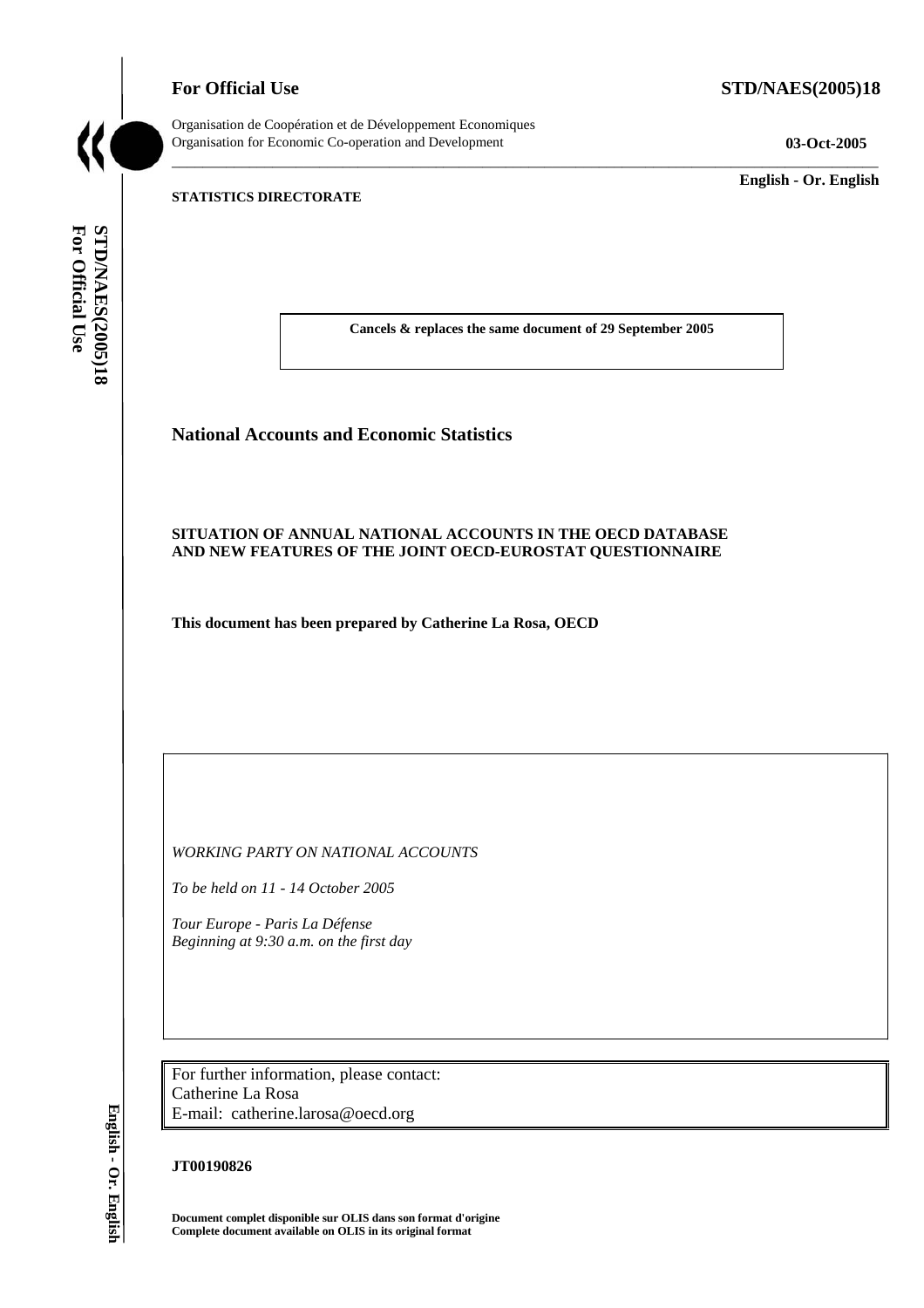**For Official Use** **STD/NAES(2005)18**

Organisation de Coopération et de Développement Economiques
Organisation for Economic Co-operation and Development **03-Oct-2005**

**English - Or. English**

**STATISTICS DIRECTORATE**

**Cancels & replaces the same document of 29 September 2005**

## National Accounts and Economic Statistics

### SITUATION OF ANNUAL NATIONAL ACCOUNTS IN THE OECD DATABASE AND NEW FEATURES OF THE JOINT OECD-EUROSTAT QUESTIONNAIRE

**This document has been prepared by Catherine La Rosa, OECD**

*WORKING PARTY ON NATIONAL ACCOUNTS*

*To be held on 11 - 14 October 2005*

*Tour Europe - Paris La Défense*
*Beginning at 9:30 a.m. on the first day*

For further information, please contact:
Catherine La Rosa
E-mail: catherine.larosa@oecd.org

**JT00190826**

**Document complet disponible sur OLIS dans son format d'origine**
**Complete document available on OLIS in its original format**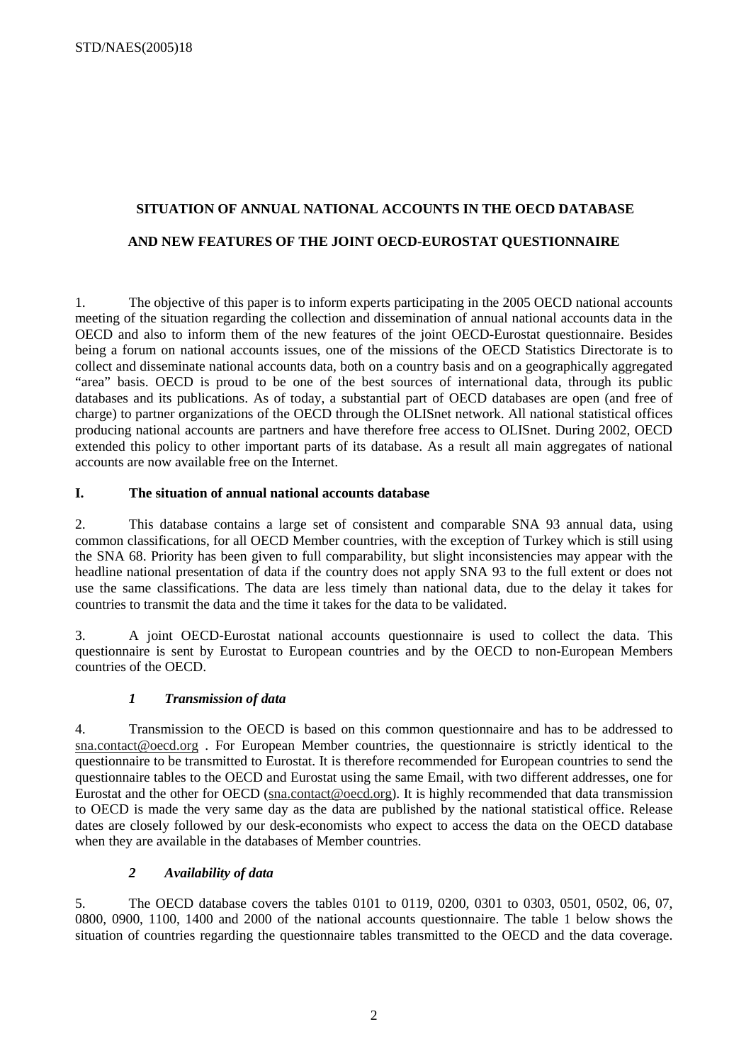**SITUATION OF ANNUAL NATIONAL ACCOUNTS IN THE OECD DATABASE**

**AND NEW FEATURES OF THE JOINT OECD-EUROSTAT QUESTIONNAIRE**

1. The objective of this paper is to inform experts participating in the 2005 OECD national accounts meeting of the situation regarding the collection and dissemination of annual national accounts data in the OECD and also to inform them of the new features of the joint OECD-Eurostat questionnaire. Besides being a forum on national accounts issues, one of the missions of the OECD Statistics Directorate is to collect and disseminate national accounts data, both on a country basis and on a geographically aggregated "area" basis. OECD is proud to be one of the best sources of international data, through its public databases and its publications. As of today, a substantial part of OECD databases are open (and free of charge) to partner organizations of the OECD through the OLISnet network. All national statistical offices producing national accounts are partners and have therefore free access to OLISnet. During 2002, OECD extended this policy to other important parts of its database. As a result all main aggregates of national accounts are now available free on the Internet.

## I. The situation of annual national accounts database

2. This database contains a large set of consistent and comparable SNA 93 annual data, using common classifications, for all OECD Member countries, with the exception of Turkey which is still using the SNA 68. Priority has been given to full comparability, but slight inconsistencies may appear with the headline national presentation of data if the country does not apply SNA 93 to the full extent or does not use the same classifications. The data are less timely than national data, due to the delay it takes for countries to transmit the data and the time it takes for the data to be validated.

3. A joint OECD-Eurostat national accounts questionnaire is used to collect the data. This questionnaire is sent by Eurostat to European countries and by the OECD to non-European Members countries of the OECD.

### *1 Transmission of data*

4. Transmission to the OECD is based on this common questionnaire and has to be addressed to sna.contact@oecd.org . For European Member countries, the questionnaire is strictly identical to the questionnaire to be transmitted to Eurostat. It is therefore recommended for European countries to send the questionnaire tables to the OECD and Eurostat using the same Email, with two different addresses, one for Eurostat and the other for OECD (sna.contact@oecd.org). It is highly recommended that data transmission to OECD is made the very same day as the data are published by the national statistical office. Release dates are closely followed by our desk-economists who expect to access the data on the OECD database when they are available in the databases of Member countries.

### *2 Availability of data*

5. The OECD database covers the tables 0101 to 0119, 0200, 0301 to 0303, 0501, 0502, 06, 07, 0800, 0900, 1100, 1400 and 2000 of the national accounts questionnaire. The table 1 below shows the situation of countries regarding the questionnaire tables transmitted to the OECD and the data coverage.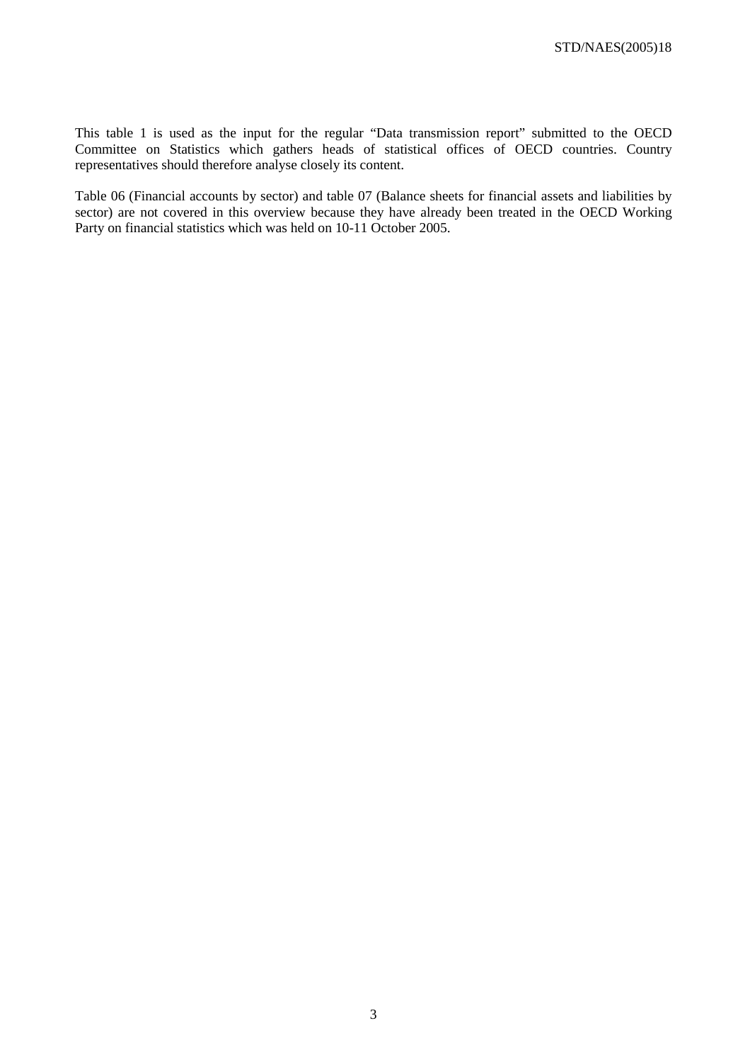This table 1 is used as the input for the regular “Data transmission report” submitted to the OECD Committee on Statistics which gathers heads of statistical offices of OECD countries. Country representatives should therefore analyse closely its content.

Table 06 (Financial accounts by sector) and table 07 (Balance sheets for financial assets and liabilities by sector) are not covered in this overview because they have already been treated in the OECD Working Party on financial statistics which was held on 10-11 October 2005.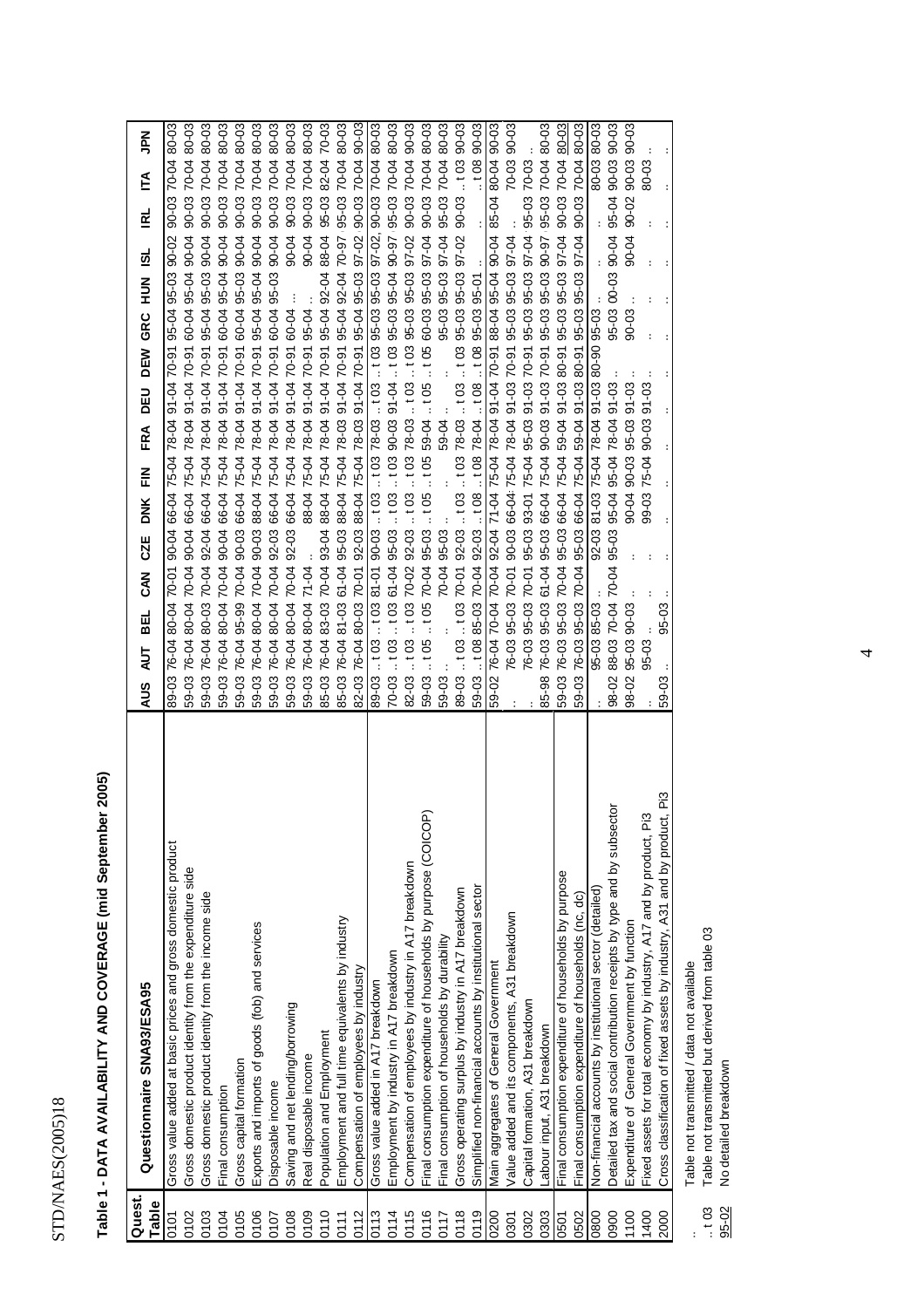## Table 1 - DATA AVAILABILITY AND COVERAGE (mid September 2005)

| Quest. Table | Questionnaire SNA93/ESA95 | AUS | AUT | BEL | CAN | CZE | DNK | FIN | FRA | DEU | DEW | GRC | HUN | ISL | IRL | ITA | JPN |
|---|---|---|---|---|---|---|---|---|---|---|---|---|---|---|---|---|---|
| 0101 | Gross value added at basic prices and gross domestic product | 89-03 | 76-04 | 80-04 | 70-01 | 90-04 | 66-04 | 75-04 | 78-04 | 91-04 | 70-91 | 95-04 | 95-03 | 90-02 | 90-03 | 70-04 | 80-03 |
| 0102 | Gross domestic product identity from the expenditure side | 59-03 | 76-04 | 80-04 | 70-04 | 90-04 | 66-04 | 75-04 | 78-04 | 91-04 | 70-91 | 60-04 | 95-04 | 90-04 | 90-03 | 70-04 | 80-03 |
| 0103 | Gross domestic product identity from the income side | 59-03 | 76-04 | 80-03 | 70-04 | 92-04 | 66-04 | 75-04 | 78-04 | 91-04 | 70-91 | 95-04 | 95-03 | 90-04 | 90-03 | 70-04 | 80-03 |
| 0104 | Final consumption | 59-03 | 76-04 | 80-04 | 70-04 | 90-04 | 66-04 | 75-04 | 78-04 | 91-04 | 70-91 | 60-04 | 95-04 | 90-04 | 90-03 | 70-04 | 80-03 |
| 0105 | Gross capital formation | 59-03 | 76-04 | 95-99 | 70-04 | 90-03 | 66-04 | 75-04 | 78-04 | 91-04 | 70-91 | 60-04 | 95-03 | 90-04 | 90-03 | 70-04 | 80-03 |
| 0106 | Exports and imports of goods (fob) and services | 59-03 | 76-04 | 80-04 | 70-04 | 90-03 | 88-04 | 75-04 | 78-04 | 91-04 | 70-91 | 95-04 | 95-04 | 90-04 | 90-03 | 70-04 | 80-03 |
| 0107 | Disposable income | 59-03 | 76-04 | 80-04 | 70-04 | 92-03 | 66-04 | 75-04 | 78-04 | 91-04 | 70-91 | 60-04 | 95-03 | 90-04 | 90-03 | 70-04 | 80-03 |
| 0108 | Saving and net lending/borrowing | 59-03 | 76-04 | 80-04 | 70-04 | 92-03 | 66-04 | 75-04 | 78-04 | 91-04 | 70-91 | 60-04 | .. | 90-04 | 90-03 | 70-04 | 80-03 |
| 0109 | Real disposable income | 59-03 | 76-04 | 80-04 | 71-04 | .. | 88-04 | 75-04 | 78-04 | 91-04 | 70-91 | 95-04 | .. | 90-04 | 90-03 | 70-04 | 80-03 |
| 0110 | Population and Employment | 85-03 | 76-04 | 83-03 | 70-04 | 93-04 | 88-04 | 75-04 | 78-03 | 91-04 | 70-91 | 95-04 | 92-04 | 88-04 | 95-03 | 82-04 | 70-03 |
| 0111 | Employment and full time equivalents by industry | 85-03 | 76-04 | 81-03 | 61-04 | 95-03 | 88-04 | 75-04 | 78-03 | 91-04 | 70-91 | 95-04 | 92-04 | 70-97 | 95-03 | 70-04 | 80-03 |
| 0112 | Compensation of employees by industry | 82-03 | 76-04 | 80-03 | 70-01 | 92-03 | 88-04 | 75-04 | 78-03 | 91-04 | 70-91 | 95-04 | 95-03 | 97-02 | 90-03 | 70-04 | 90-03 |
| 0113 | Gross value added in A17 breakdown | 89-03 | .. t 03 | .. t 03 | 81-01 | 90-03 | .. t 03 | .. t 03 | 78-03 | .. t 03 | .. t 03 | 95-03 | 95-03 | 97-02 | 90-03 | 70-04 | 80-03 |
| 0114 | Employment by industry in A17 breakdown | 70-03 | .. t 03 | .. t 03 | 61-04 | 95-03 | .. t 03 | .. t 03 | 90-03 | 91-04 | .. t 03 | 95-03 | 95-04 | 90-97 | 95-03 | 70-04 | 80-03 |
| 0115 | Compensation of employees by industry in A17 breakdown | 82-03 | .. t 03 | .. t 03 | 70-02 | 92-03 | .. t 03 | .. t 03 | 78-03 | .. t 03 | .. t 03 | 95-03 | 95-03 | 97-02 | 90-03 | 70-04 | 90-03 |
| 0116 | Final consumption expenditure of households by purpose (COICOP) | 59-03 | .. t 05 | .. t 05 | 70-04 | 95-03 | .. t 05 | .. t 05 | 59-04 | .. t 05 | .. t 05 | 60-03 | 95-03 | 97-04 | 90-03 | 70-04 | 80-03 |
| 0117 | Final consumption of households by durability | 59-03 | .. | .. | 70-04 | 95-03 | .. | .. | 59-04 | .. | .. | 95-03 | 95-03 | 97-04 | 95-03 | 70-04 | 80-03 |
| 0118 | Gross operating surplus by industry in A17 breakdown | 89-03 | .. t 03 | .. t 03 | 70-01 | 92-03 | .. t 03 | .. t 03 | 78-03 | .. t 03 | .. t 03 | 95-03 | 95-03 | 97-02 | 90-03 | .. t 03 | 90-03 |
| 0119 | Simplified non-financial accounts by institutional sector | 59-03 | .. t 08 | 85-03 | 70-04 | 92-03 | .. t 08 | .. t 08 | 78-04 | .. t 08 | .. t 08 | 95-03 | 95-01 | .. | .. | .. t 08 | 90-03 |
| 0200 | Main aggregates of General Government | 59-02 | 76-04 | 70-04 | 70-04 | 92-04 | 71-04 | 75-04 | 78-04 | 91-04 | 70-91 | 88-04 | 95-04 | 90-04 | 85-04 | 80-04 | 90-03 |
| 0301 | Value added and its components, A31 breakdown | .. | 76-03 | 95-03 | 70-01 | 90-03 | 66-04 | 75-04 | 78-04 | 91-03 | 70-91 | 95-03 | 95-03 | 97-04 | .. | 70-03 | 90-03 |
| 0302 | Capital formation, A31 breakdown | .. | 76-03 | 95-03 | 70-01 | 95-03 | 93-01 | 75-04 | 95-03 | 91-03 | 70-91 | 95-03 | 95-03 | 97-04 | 95-03 | 70-03 | .. |
| 0303 | Labour input, A31 breakdown | 85-98 | 76-03 | 95-03 | 61-04 | 95-03 | 66-04 | 75-04 | 90-03 | 91-03 | 70-91 | 95-03 | 95-03 | 90-97 | 95-03 | 70-04 | 80-03 |
| 0501 | Final consumption expenditure of households by purpose | 59-03 | 76-03 | 95-03 | 70-04 | 95-03 | 66-04 | 75-04 | 59-04 | 91-03 | 80-91 | 95-03 | 95-03 | 97-04 | 90-03 | 70-04 | 80-03 |
| 0502 | Final consumption expenditure of households (nc, dc) | 59-03 | 76-03 | 95-03 | 70-04 | 95-03 | 66-04 | 75-04 | 59-04 | 91-03 | 80-91 | 95-03 | 95-03 | 97-04 | 90-03 | 70-04 | 80-03 |
| 0800 | Non-financial accounts by institutional sector (detailed) | .. | 95-03 | 85-03 | .. | 92-03 | 81-03 | 75-04 | 78-04 | 91-03 | 80-90 | 95-03 | .. | .. | .. | 80-03 | 80-03 |
| 0900 | Detailed tax and social contribution receipts by type and by subsector | 98-02 | 88-03 | 70-04 | 70-04 | 95-03 | 95-04 | 95-04 | 78-04 | 91-03 | .. | 95-03 | 00-03 | 90-04 | 95-04 | 90-03 | 90-03 |
| 1100 | Expenditure of General Government by function | 98-02 | 95-03 | 90-03 | .. | .. | 90-04 | 90-03 | 95-03 | 91-03 | .. | 90-03 | .. | 90-04 | 90-02 | 90-03 | 90-03 |
| 1400 | Fixed assets for total economy by industry, A17 and by product, Pi3 | .. | 95-03 | .. | .. | .. | 99-03 | 75-04 | 90-03 | 91-03 | .. | .. | .. | .. | .. | 80-03 | .. |
| 2000 | Cross classification of fixed assets by industry, A31 and by product, Pi3 | 59-03 | .. | 95-03 | .. | .. | .. | .. | .. | .. | .. | .. | .. | .. | .. | .. | .. |

.. Table not transmitted / data not available

.. t 03 Table not transmitted but derived from table 03

<u>95-02</u> No detailed breakdown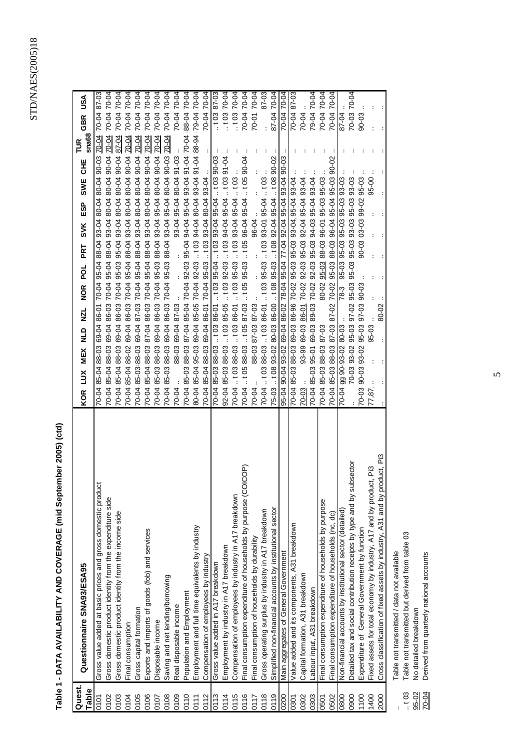**Table 1 - DATA AVAILABILITY AND COVERAGE (mid September 2005) (ctd)**

| Quest. Table | Questionnaire SNA93/ESA95 | KOR | LUX | MEX | NLD | NZL | NOR | POL | PRT | SVK | ESP | SWE | CHE | TUR sna68 | GBR | USA |
|---|---|---|---|---|---|---|---|---|---|---|---|---|---|---|---|---|
| 0101 | Gross value added at basic prices and gross domestic product | 70-04 | 85-04 | 88-03 | 69-04 | 86-01 | 70-04 | 95-04 | 88-04 | 93-04 | 80-04 | 80-04 | 90-03 | 70-04 | 70-04 | 87-03 |
| 0102 | Gross domestic product identity from the expenditure side | 70-04 | 85-04 | 88-03 | 69-04 | 86-03 | 70-04 | 95-04 | 88-04 | 93-04 | 80-04 | 80-04 | 90-04 | 70-04 | 70-04 | 70-04 |
| 0103 | Gross domestic product identity from the income side | 70-04 | 85-04 | 88-03 | 69-04 | 86-03 | 70-04 | 95-03 | 95-04 | 93-04 | 80-04 | 80-04 | 90-04 | 87-04 | 70-04 | 70-04 |
| 0104 | Final consumption | 70-04 | 85-04 | 88-02 | 69-04 | 86-03 | 70-04 | 95-04 | 88-04 | 93-04 | 80-04 | 80-04 | 90-04 | 70-04 | 70-04 | 70-04 |
| 0105 | Gross capital formation | 70-04 | 85-03 | 88-03 | 69-04 | 87-03 | 70-04 | 95-04 | 88-04 | 93-04 | 80-04 | 80-04 | 90-04 | 70-04 | 70-04 | 70-04 |
| 0106 | Exports and imports of goods (fob) and services | 70-04 | 85-04 | 88-03 | 87-04 | 86-03 | 70-04 | 95-04 | 88-04 | 93-04 | 80-04 | 80-04 | 90-04 | 70-04 | 70-04 | 70-04 |
| 0107 | Disposable income | 70-04 | 85-03 | 88-03 | 69-04 | 86-03 | 70-04 | 95-03 | 88-04 | 93-04 | 95-04 | 80-04 | 90-04 | 70-04 | 70-04 | 70-04 |
| 0108 | Saving and net lending/borrowing | 70-04 | 85-03 | 88-03 | 69-04 | 86-03 | 70-04 | 95-03 | 88-04 | 93-04 | 95-04 | 80-04 | 90-03 | 70-04 | 70-04 | 70-04 |
| 0109 | Real disposable income | 70-04 | .. | 88-03 | 69-04 | 87-03 | .. | .. | .. | 93-04 | 95-04 | 80-04 | 91-03 | .. | 70-04 | 70-04 |
| 0110 | Population and Employment | 70-04 | 85-03 | 88-03 | 87-04 | 85-04 | 70-04 | 92-03 | 95-04 | 94-04 | 95-04 | 93-04 | 91-04 | 70-04 | 88-04 | 70-04 |
| 0111 | Employment and full time equivalents by industry | 80-04 | 85-04 | 95-03 | 69-04 | 85-05 | 70-04 | 92-03 | .. t03 | 94-04 | 80-04 | 93-04 | 91-04 | 88-94 | 79-04 | 70-04 |
| 0112 | Compensation of employees by industry | 70-04 | 85-04 | 88-03 | 69-04 | 86-01 | 70-04 | 95-03 | .. t03 | 93-04 | 80-04 | 93-04 | .. | : | 70-04 | 70-04 |
| 0113 | Gross value added in A17 breakdown | 70-04 | 85-03 | 88-03 | .. t03 | 86-01 | .. t03 | 95-04 | .. t03 | 93-04 | 95-04 | .. t03 | 90-03 | : | .. t03 | 87-03 |
| 0114 | Employment by industry in A17 breakdown | 92-04 | 85-03 | 88-03 | .. t03 | 85-05 | .. t03 | 92-03 | .. t03 | 94-04 | 95-04 | .. t03 | 91-04 | : | .. t03 | 70-04 |
| 0115 | Compensation of employees by industry in A17 breakdown | 70-04 | .. t03 | 88-03 | .. t03 | 86-01 | .. t03 | 95-03 | .. t03 | 93-04 | 95-04 | .. t03 | : | : | .. t03 | 70-04 |
| 0116 | Final consumption expenditure of households by purpose (COICOP) | 70-04 | .. t05 | 88-03 | .. t05 | 87-03 | .. t05 | 95-03 | .. t05 | 96-04 | 95-04 | .. t05 | 90-04 | : | 70-04 | 70-04 |
| 0117 | Final consumption of households by durability | 70-04 | .. | 88-03 | 87-03 | 87-03 | : | : | : | 96-04 | .. | : | : | : | 70-01 | 70-04 |
| 0118 | Gross operating surplus by industry in A17 breakdown | 70-04 | .. t03 | 88-03 | .. t03 | 86-01 | .. t03 | 95-03 | .. t03 | 93-01 | 95-04 | .. t03 | : | : | : | 87-03 |
| 0119 | Simplified non-financial accounts by institutional sector | 75-03 | .. t08 | 93-02 | 80-03 | 86-00 | .. t08 | 95-03 | .. t08 | 92-04 | 95-04 | .. t08 | 90-02 | : | 87-04 | 70-04 |
| 0200 | Main aggregates of General Government | 95-04 | 90-04 | 93-02 | 69-04 | 86-02 | 78-04 | 95-04 | 77-04 | 92-04 | 95-04 | 93-04 | 90-03 | : | 70-04 | 70-04 |
| 0301 | Value added and its components, A31 breakdown | 70-04 | 85-03 | 88-03 | 69-03 | 86-96 | 70-02 | 95-03 | 95-03 | 93-04 | 95-04 | 93-04 | : | : | 70-04 | 87-03 |
| 0302 | Capital formation, A31 breakdown | 70-03 | .. | 93-99 | 69-03 | 86-01 | 70-02 | 92-03 | 95-03 | 92-04 | 95-04 | 93-04 | : | : | 70-04 | .. |
| 0303 | Labour input, A31 breakdown | 70-04 | 85-03 | 95-01 | 69-03 | 89-03 | 70-02 | 92-03 | 95-03 | 94-03 | 95-04 | 93-04 | : | : | 79-04 | 70-04 |
| 0501 | Final consumption expenditure of households by purpose | 70-04 | 85-03 | 88-03 | 87-03 | | 80-02 | 95-03 | 88-03 | 96-01 | 95-03 | 95-03 | : | : | 70-04 | 70-04 |
| 0502 | Final consumption expenditure of households (nc, dc) | 70-04 | 85-03 | 88-03 | 87-03 | 87-02 | 70-02 | 95-03 | 88-03 | 96-04 | 95-04 | 95-03 | 90-02 | : | 70-04 | 70-04 |
| 0800 | Non-financial accounts by institutional sector (detailed) | 70-04 | 99 90- | 93-02 | 80-03 | .. | 78-3 | 95-03 | 95-03 | 95-03 | 95-03 | 93-03 | : | : | 87-04 | .. |
| 0900 | Detailed tax and social contribution receipts by type and by subsector | .. | 70-03 | 93-02 | 95-03 | 97-02 | 95-03 | 95-03 | 95-03 | 93-03 | 95-03 | 93-03 | : | : | 70-03 | 70-04 |
| 1100 | Expenditure of General Government by function | 70-03 | 90-03 | 93-02 | 95-03 | 97-03 | 90-03 | .. | | 90-03 | 03-03 | 99-02 | 95-03 | : | 90-03 | .. |
| 1400 | Fixed assets for total economy by industry, A17 and by product, Pi3 | 77,87 | .. | : | 95-03 | .. | : | : | : | : | : | 95-00 | : | : | : | : |
| 2000 | Cross classification of fixed assets by industry, A31 and by product, Pi3 | .. | : | : | : | 80-02 | .. | : | : | : | : | : | : | : | : | : |

.. Table not transmitted / data not available

.. t 03 Table not transmitted but derived from table 03

95-02 (underlined) No detailed breakdown

70-04 (underlined) Derived from quarterly national accounts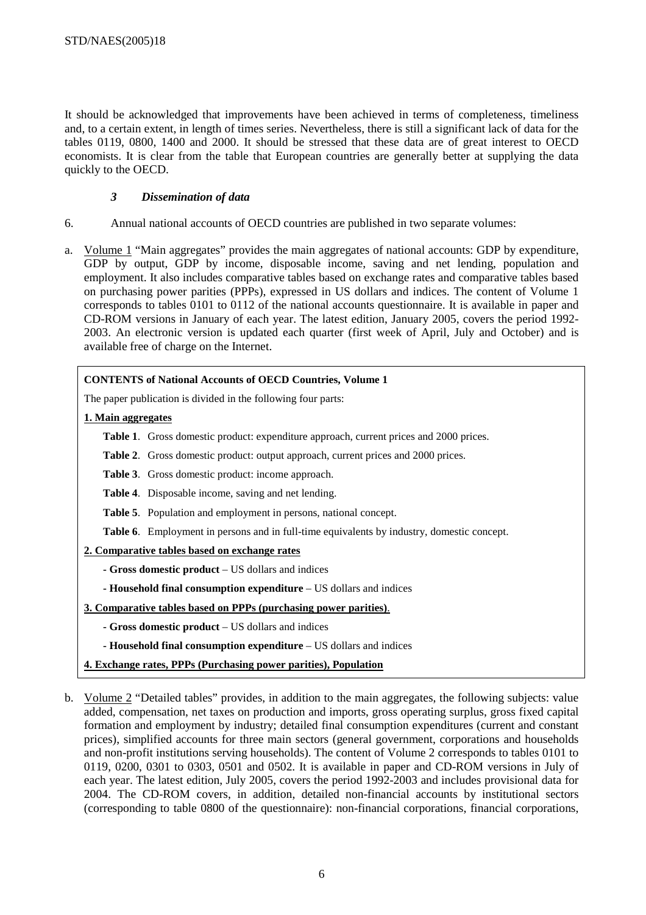It should be acknowledged that improvements have been achieved in terms of completeness, timeliness and, to a certain extent, in length of times series. Nevertheless, there is still a significant lack of data for the tables 0119, 0800, 1400 and 2000. It should be stressed that these data are of great interest to OECD economists. It is clear from the table that European countries are generally better at supplying the data quickly to the OECD.

### *3 Dissemination of data*

6. Annual national accounts of OECD countries are published in two separate volumes:

a. Volume 1 "Main aggregates" provides the main aggregates of national accounts: GDP by expenditure, GDP by output, GDP by income, disposable income, saving and net lending, population and employment. It also includes comparative tables based on exchange rates and comparative tables based on purchasing power parities (PPPs), expressed in US dollars and indices. The content of Volume 1 corresponds to tables 0101 to 0112 of the national accounts questionnaire. It is available in paper and CD-ROM versions in January of each year. The latest edition, January 2005, covers the period 1992-2003. An electronic version is updated each quarter (first week of April, July and October) and is available free of charge on the Internet.

> **CONTENTS of National Accounts of OECD Countries, Volume 1**
>
> The paper publication is divided in the following four parts:
>
> **1. Main aggregates**
>
> **Table 1**. Gross domestic product: expenditure approach, current prices and 2000 prices.
>
> **Table 2**. Gross domestic product: output approach, current prices and 2000 prices.
>
> **Table 3**. Gross domestic product: income approach.
>
> **Table 4**. Disposable income, saving and net lending.
>
> **Table 5**. Population and employment in persons, national concept.
>
> **Table 6**. Employment in persons and in full-time equivalents by industry, domestic concept.
>
> **2. Comparative tables based on exchange rates**
>
> - **Gross domestic product** – US dollars and indices
>
> - **Household final consumption expenditure** – US dollars and indices
>
> **3. Comparative tables based on PPPs (purchasing power parities)**.
>
> - **Gross domestic product** – US dollars and indices
>
> - **Household final consumption expenditure** – US dollars and indices
>
> **4. Exchange rates, PPPs (Purchasing power parities), Population**

b. Volume 2 "Detailed tables" provides, in addition to the main aggregates, the following subjects: value added, compensation, net taxes on production and imports, gross operating surplus, gross fixed capital formation and employment by industry; detailed final consumption expenditures (current and constant prices), simplified accounts for three main sectors (general government, corporations and households and non-profit institutions serving households). The content of Volume 2 corresponds to tables 0101 to 0119, 0200, 0301 to 0303, 0501 and 0502. It is available in paper and CD-ROM versions in July of each year. The latest edition, July 2005, covers the period 1992-2003 and includes provisional data for 2004. The CD-ROM covers, in addition, detailed non-financial accounts by institutional sectors (corresponding to table 0800 of the questionnaire): non-financial corporations, financial corporations,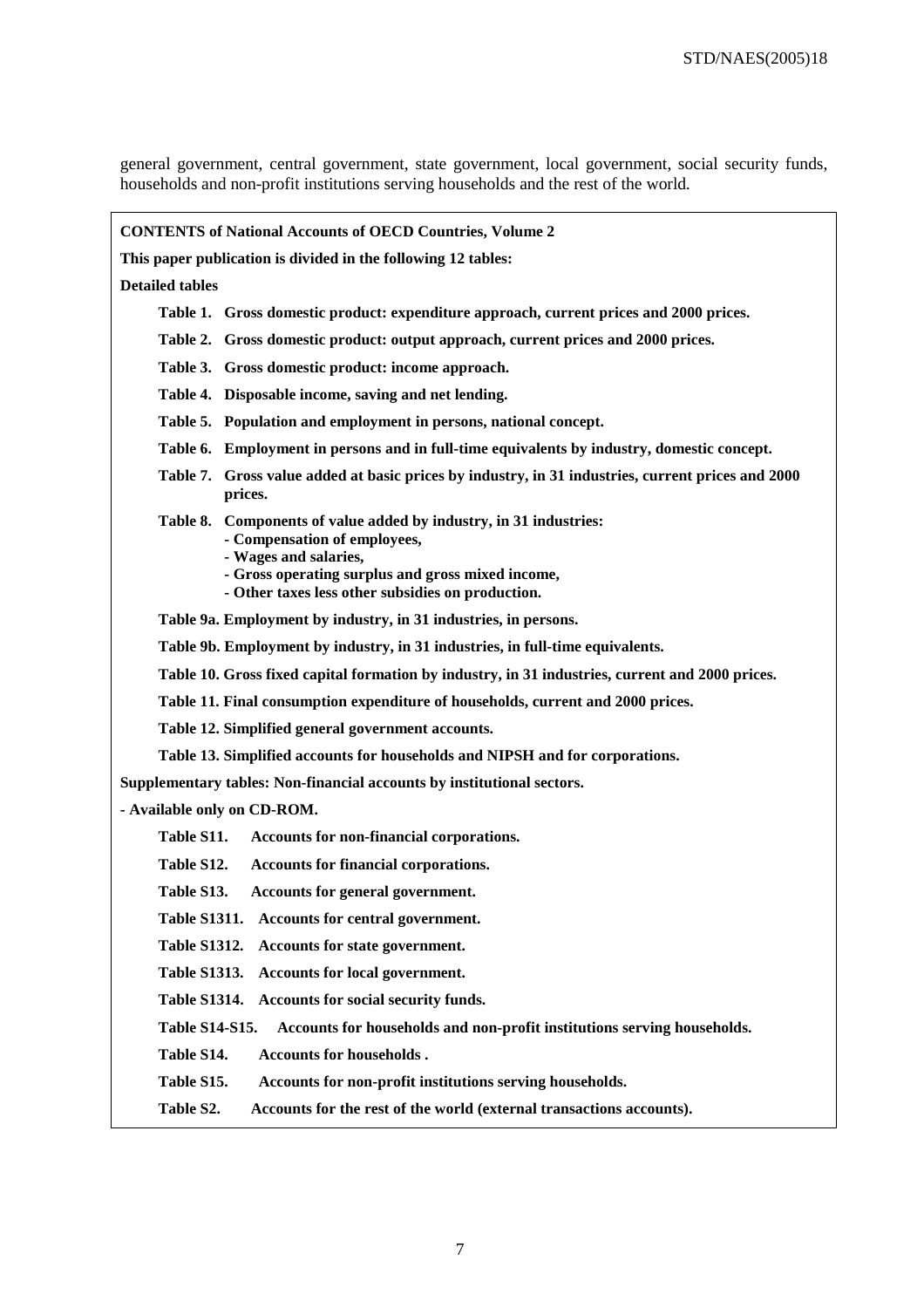general government, central government, state government, local government, social security funds, households and non-profit institutions serving households and the rest of the world.

**CONTENTS of National Accounts of OECD Countries, Volume 2**

**This paper publication is divided in the following 12 tables:**

**Detailed tables**

- **Table 1. Gross domestic product: expenditure approach, current prices and 2000 prices.**
- **Table 2. Gross domestic product: output approach, current prices and 2000 prices.**
- **Table 3. Gross domestic product: income approach.**
- **Table 4. Disposable income, saving and net lending.**
- **Table 5. Population and employment in persons, national concept.**
- **Table 6. Employment in persons and in full-time equivalents by industry, domestic concept.**
- **Table 7. Gross value added at basic prices by industry, in 31 industries, current prices and 2000 prices.**
- **Table 8. Components of value added by industry, in 31 industries:**
  - **Compensation of employees,**
  - **Wages and salaries,**
  - **Gross operating surplus and gross mixed income,**
  - **Other taxes less other subsidies on production.**
- **Table 9a. Employment by industry, in 31 industries, in persons.**
- **Table 9b. Employment by industry, in 31 industries, in full-time equivalents.**
- **Table 10. Gross fixed capital formation by industry, in 31 industries, current and 2000 prices.**
- **Table 11. Final consumption expenditure of households, current and 2000 prices.**
- **Table 12. Simplified general government accounts.**
- **Table 13. Simplified accounts for households and NIPSH and for corporations.**

**Supplementary tables: Non-financial accounts by institutional sectors.**

**- Available only on CD-ROM.**

- **Table S11. Accounts for non-financial corporations.**
- **Table S12. Accounts for financial corporations.**
- **Table S13. Accounts for general government.**
- **Table S1311. Accounts for central government.**
- **Table S1312. Accounts for state government.**
- **Table S1313. Accounts for local government.**
- **Table S1314. Accounts for social security funds.**
- **Table S14-S15. Accounts for households and non-profit institutions serving households.**
- **Table S14. Accounts for households .**
- **Table S15. Accounts for non-profit institutions serving households.**
- **Table S2. Accounts for the rest of the world (external transactions accounts).**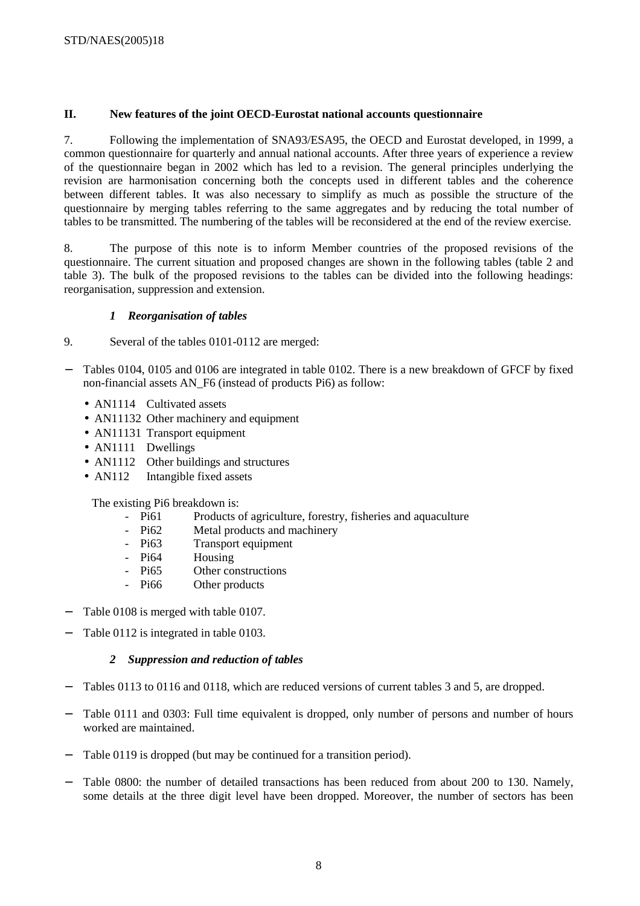## II. New features of the joint OECD-Eurostat national accounts questionnaire

7. Following the implementation of SNA93/ESA95, the OECD and Eurostat developed, in 1999, a common questionnaire for quarterly and annual national accounts. After three years of experience a review of the questionnaire began in 2002 which has led to a revision. The general principles underlying the revision are harmonisation concerning both the concepts used in different tables and the coherence between different tables. It was also necessary to simplify as much as possible the structure of the questionnaire by merging tables referring to the same aggregates and by reducing the total number of tables to be transmitted. The numbering of the tables will be reconsidered at the end of the review exercise.

8. The purpose of this note is to inform Member countries of the proposed revisions of the questionnaire. The current situation and proposed changes are shown in the following tables (table 2 and table 3). The bulk of the proposed revisions to the tables can be divided into the following headings: reorganisation, suppression and extension.

### *1 Reorganisation of tables*

9. Several of the tables 0101-0112 are merged:

- Tables 0104, 0105 and 0106 are integrated in table 0102. There is a new breakdown of GFCF by fixed non-financial assets AN_F6 (instead of products Pi6) as follow:
  - AN1114 Cultivated assets
  - AN11132 Other machinery and equipment
  - AN11131 Transport equipment
  - AN1111 Dwellings
  - AN1112 Other buildings and structures
  - AN112 Intangible fixed assets

  The existing Pi6 breakdown is:
  - Pi61 Products of agriculture, forestry, fisheries and aquaculture
  - Pi62 Metal products and machinery
  - Pi63 Transport equipment
  - Pi64 Housing
  - Pi65 Other constructions
  - Pi66 Other products

- Table 0108 is merged with table 0107.
- Table 0112 is integrated in table 0103.

### *2 Suppression and reduction of tables*

- Tables 0113 to 0116 and 0118, which are reduced versions of current tables 3 and 5, are dropped.
- Table 0111 and 0303: Full time equivalent is dropped, only number of persons and number of hours worked are maintained.
- Table 0119 is dropped (but may be continued for a transition period).
- Table 0800: the number of detailed transactions has been reduced from about 200 to 130. Namely, some details at the three digit level have been dropped. Moreover, the number of sectors has been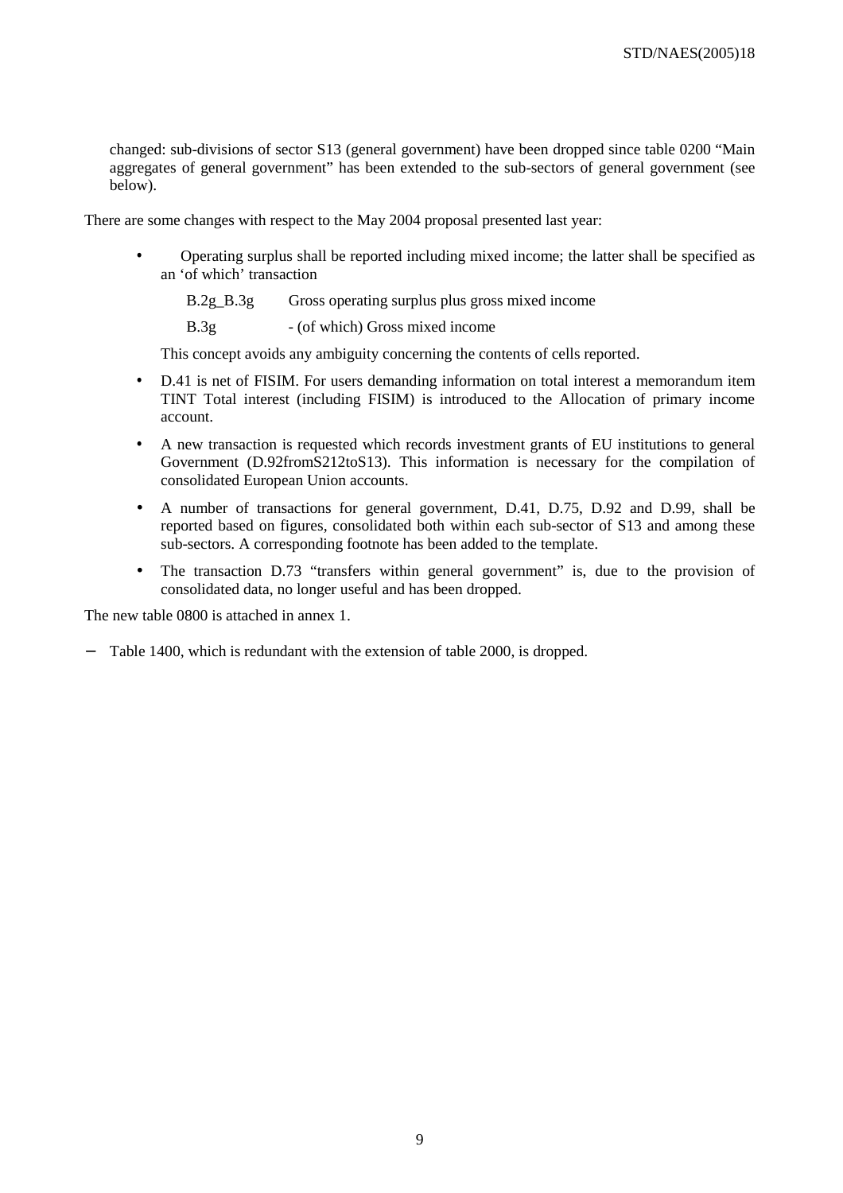changed: sub-divisions of sector S13 (general government) have been dropped since table 0200 "Main aggregates of general government" has been extended to the sub-sectors of general government (see below).

There are some changes with respect to the May 2004 proposal presented last year:

- Operating surplus shall be reported including mixed income; the latter shall be specified as an 'of which' transaction

  B.2g_B.3g    Gross operating surplus plus gross mixed income

  B.3g    - (of which) Gross mixed income

  This concept avoids any ambiguity concerning the contents of cells reported.

- D.41 is net of FISIM. For users demanding information on total interest a memorandum item TINT Total interest (including FISIM) is introduced to the Allocation of primary income account.
- A new transaction is requested which records investment grants of EU institutions to general Government (D.92fromS212toS13). This information is necessary for the compilation of consolidated European Union accounts.
- A number of transactions for general government, D.41, D.75, D.92 and D.99, shall be reported based on figures, consolidated both within each sub-sector of S13 and among these sub-sectors. A corresponding footnote has been added to the template.
- The transaction D.73 "transfers within general government" is, due to the provision of consolidated data, no longer useful and has been dropped.

The new table 0800 is attached in annex 1.

- Table 1400, which is redundant with the extension of table 2000, is dropped.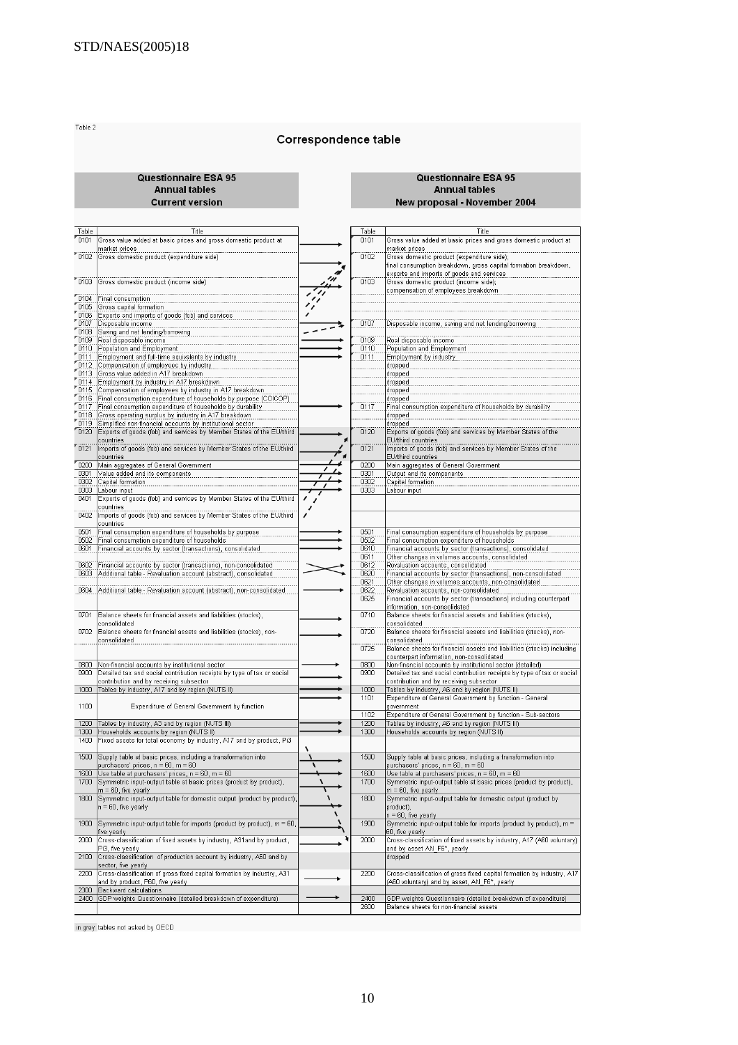Table 2

## Correspondence table

| Questionnaire ESA 95 Annual tables Current version | | | Questionnaire ESA 95 Annual tables New proposal - November 2004 | |
|---|---|---|---|---|
| **Table** | **Title** | | **Table** | **Title** |
| 0101 | Gross value added at basic prices and gross domestic product at market prices | → | 0101 | Gross value added at basic prices and gross domestic product at market prices |
| 0102 | Gross domestic product (expenditure side) | → | 0102 | Gross domestic product (expenditure side); final consumption breakdown, gross capital formation breakdown, exports and imports of goods and services |
| 0103 | Gross domestic product (income side) | → | 0103 | Gross domestic product (income side); compensation of employees breakdown |
| 0104 | Final consumption | | | |
| 0105 | Gross capital formation | | | |
| 0106 | Exports and imports of goods (fob) and services | | | |
| 0107 | Disposable income | → | 0107 | Disposable income, saving and net lending/borrowing |
| 0108 | Saving and net lending/borrowing | | | |
| 0109 | Real disposable income | → | 0109 | Real disposable income |
| 0110 | Population and Employment | → | 0110 | Population and Employment |
| 0111 | Employment and full-time equivalents by industry | → | 0111 | Employment by industry |
| 0112 | Compensation of employees by industry | | | dropped |
| 0113 | Gross value added in A17 breakdown | | | dropped |
| 0114 | Employment by industry in A17 breakdown | | | dropped |
| 0115 | Compensation of employees by industry in A17 breakdown | | | dropped |
| 0116 | Final consumption expenditure of households by purpose (COICOP) | | | dropped |
| 0117 | Final consumption expenditure of households by durability | → | 0117 | Final consumption expenditure of households by durability |
| 0118 | Gross operating surplus by industry in A17 breakdown | | | dropped |
| 0119 | Simplified non-financial accounts by institutional sector | | | dropped |
| 0120 | Exports of goods (fob) and services by Member States of the EU/third countries | → | 0120 | Exports of goods (fob) and services by Member States of the EU/third countries |
| 0121 | Imports of goods (fob) and services by Member States of the EU/third countries | → | 0121 | Imports of goods (fob) and services by Member States of the EU/third countries |
| 0200 | Main aggregates of General Government | → | 0200 | Main aggregates of General Government |
| 0301 | Value added and its components | → | 0301 | Output and its components |
| 0302 | Capital formation | → | 0302 | Capital formation |
| 0303 | Labour input | → | 0303 | Labour input |
| 0401 | Exports of goods (fob) and services by Member States of the EU/third countries | | | |
| 0402 | Imports of goods (fob) and services by Member States of the EU/third countries | | | |
| 0501 | Final consumption expenditure of households by purpose | → | 0501 | Final consumption expenditure of households by purpose |
| 0502 | Final consumption expenditure of households | → | 0502 | Final consumption expenditure of households |
| 0601 | Financial accounts by sector (transactions), consolidated | → | 0610 | Financial accounts by sector (transactions), consolidated |
| | | | 0611 | Other changes in volumes accounts, consolidated |
| 0602 | Financial accounts by sector (transactions), non-consolidated | ✕ | 0612 | Revaluation accounts, consolidated |
| 0603 | Additional table - Revaluation account (abstract), consolidated | ✕ | 0620 | Financial accounts by sector (transactions), non-consolidated |
| | | | 0621 | Other changes in volumes accounts, non-consolidated |
| 0604 | Additional table - Revaluation account (abstract), non-consolidated | → | 0622 | Revaluation accounts, non-consolidated |
| | | | 0625 | Financial accounts by sector (transactions) including counterpart information, non-consolidated |
| 0701 | Balance sheets for financial assets and liabilities (stocks), consolidated | → | 0710 | Balance sheets for financial assets and liabilities (stocks), consolidated |
| 0702 | Balance sheets for financial assets and liabilities (stocks), non-consolidated | → | 0720 | Balance sheets for financial assets and liabilities (stocks), non-consolidated |
| | | | 0725 | Balance sheets for financial assets and liabilities (stocks) including counterpart information, non-consolidated |
| 0800 | Non-financial accounts by institutional sector | → | 0800 | Non-financial accounts by institutional sector (detailed) |
| 0900 | Detailed tax and social contribution receipts by type of tax or social contribution and by receiving subsector | → | 0900 | Detailed tax and social contribution receipts by type of tax or social contribution and by receiving subsector |
| 1000 | Tables by industry, A17 and by region (NUTS II) | → | 1000 | Tables by industry, A6 and by region (NUTS II) |
| 1100 | Expenditure of General Government by function | → | 1101 | Expenditure of General Government by function - General government |
| | | | 1102 | Expenditure of General Government by function - Sub-sectors |
| 1200 | Tables by industry, A3 and by region (NUTS III) | → | 1200 | Tables by industry, A6 and by region (NUTS III) |
| 1300 | Households accounts by region (NUTS II) | → | 1300 | Households accounts by region (NUTS II) |
| 1400 | Fixed assets for total economy by industry, A17 and by product, Pi3 | | | |
| 1500 | Supply table at basic prices, including a transformation into purchasers' prices, n = 60, m = 60 | → | 1500 | Supply table at basic prices, including a transformation into purchasers' prices, n = 60, m = 60 |
| 1600 | Use table at purchasers' prices, n = 60, m = 60 | → | 1600 | Use table at purchasers' prices, n = 60, m = 60 |
| 1700 | Symmetric input-output table at basic prices (product by product), m = 60, five yearly | → | 1700 | Symmetric input-output table at basic prices (product by product), m = 60, five yearly |
| 1800 | Symmetric input-output table for domestic output (product by product), n = 60, five yearly | → | 1800 | Symmetric input-output table for domestic output (product by product), n = 60, five yearly |
| 1900 | Symmetric input-output table for imports (product by product), m = 60, five yearly | → | 1900 | Symmetric input-output table for imports (product by product), m = 60, five yearly |
| 2000 | Cross-classification of fixed assets by industry, A31and by product, Pi3, five yearly | → | 2000 | Cross-classification of fixed assets by industry, A17 (A60 voluntary) and by asset AN_F6*, yearly |
| 2100 | Cross-classification of production account by industry, A60 and by sector, five yearly | | | dropped |
| 2200 | Cross-classification of gross fixed capital formation by industry, A31 and by product, P60, five yearly | → | 2200 | Cross-classification of gross fixed capital formation by industry, A17 (A60 voluntary) and by asset, AN_F6*, yearly |
| 2300 | Backward calculations | | | |
| 2400 | GDP weights Questionnaire (detailed breakdown of expenditure) | → | 2400 | GDP weights Questionnaire (detailed breakdown of expenditure) |
| | | | 2500 | Balance sheets for non-financial assets |

in grey: tables not asked by OECD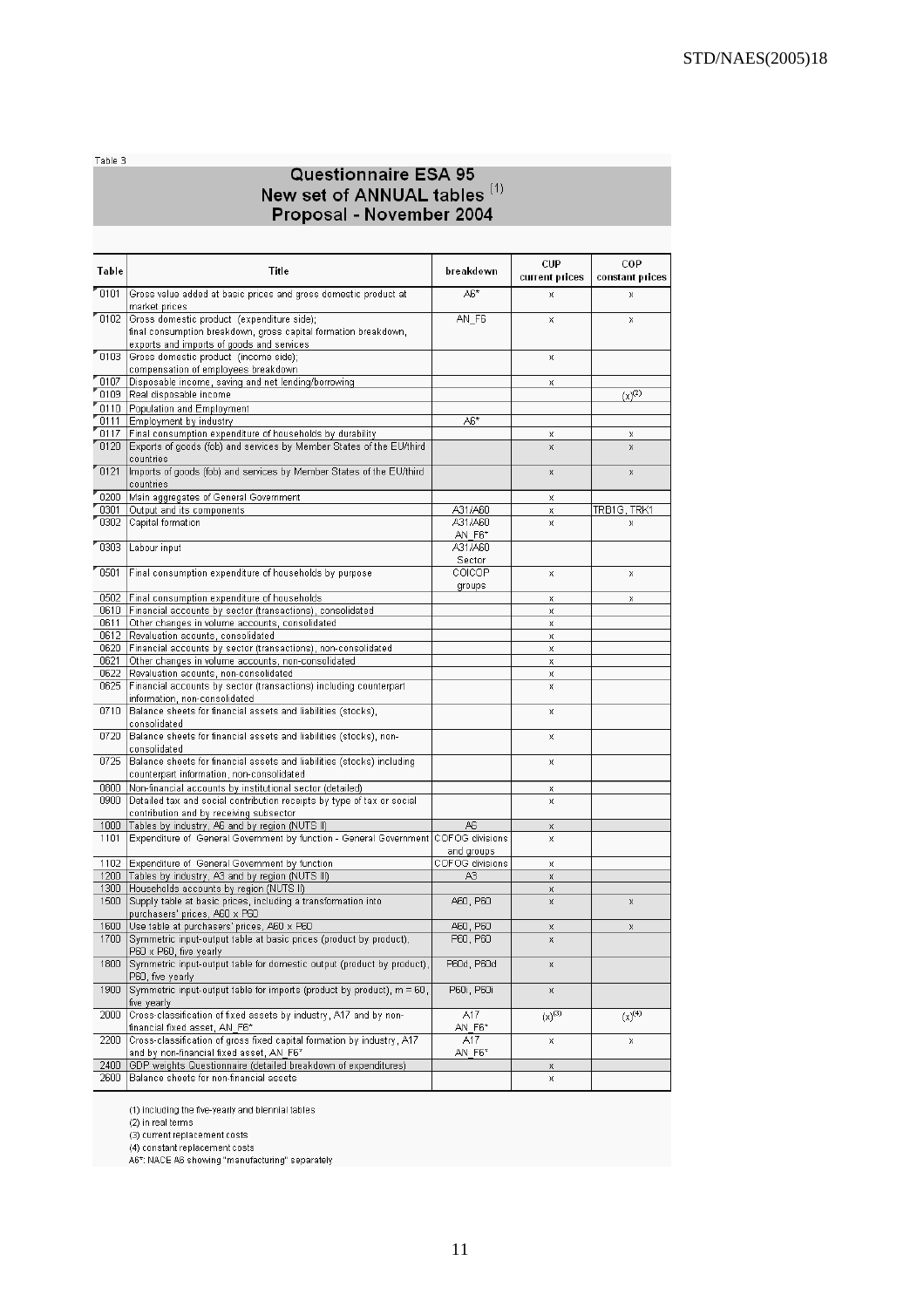Table 3

# Questionnaire ESA 95
## New set of ANNUAL tables (1)
## Proposal - November 2004

| Table | Title | breakdown | CUP current prices | COP constant prices |
|---|---|---|---|---|
| 0101 | Gross value added at basic prices and gross domestic product at market prices | A6* | x | x |
| 0102 | Gross domestic product (expenditure side); final consumption breakdown, gross capital formation breakdown, exports and imports of goods and services | AN_F6 | x | x |
| 0103 | Gross domestic product (income side); compensation of employees breakdown | | x | |
| 0107 | Disposable income, saving and net lending/borrowing | | x | |
| 0109 | Real disposable income | | | (x)(2) |
| 0110 | Population and Employment | | | |
| 0111 | Employment by industry | A6* | | |
| 0117 | Final consumption expenditure of households by durability | | x | x |
| 0120 | Exports of goods (fob) and services by Member States of the EU/third countries | | x | x |
| 0121 | Imports of goods (fob) and services by Member States of the EU/third countries | | x | x |
| 0200 | Main aggregates of General Government | | x | |
| 0301 | Output and its components | A31/A60 | x | TRB1G, TRK1 |
| 0302 | Capital formation | A31/A60 AN_F6* | x | x |
| 0303 | Labour input | A31/A60 Sector | | |
| 0501 | Final consumption expenditure of households by purpose | COICOP groups | x | x |
| 0502 | Final consumption expenditure of households | | x | x |
| 0610 | Financial accounts by sector (transactions), consolidated | | x | |
| 0611 | Other changes in volume accounts, consolidated | | x | |
| 0612 | Revaluation accounts, consolidated | | x | |
| 0620 | Financial accounts by sector (transactions), non-consolidated | | x | |
| 0621 | Other changes in volume accounts, non-consolidated | | x | |
| 0622 | Revaluation accounts, non-consolidated | | x | |
| 0625 | Financial accounts by sector (transactions) including counterpart information, non-consolidated | | x | |
| 0710 | Balance sheets for financial assets and liabilities (stocks), consolidated | | x | |
| 0720 | Balance sheets for financial assets and liabilities (stocks), non-consolidated | | x | |
| 0725 | Balance sheets for financial assets and liabilities (stocks) including counterpart information, non-consolidated | | x | |
| 0800 | Non-financial accounts by institutional sector (detailed) | | x | |
| 0900 | Detailed tax and social contribution receipts by type of tax or social contribution and by receiving subsector | | x | |
| 1000 | Tables by industry, A6 and by region (NUTS II) | A6 | x | |
| 1101 | Expenditure of General Government by function - General Government | COFOG divisions and groups | x | |
| 1102 | Expenditure of General Government by function | COFOG divisions | x | |
| 1200 | Tables by industry, A3 and by region (NUTS III) | A3 | x | |
| 1300 | Households accounts by region (NUTS II) | | x | |
| 1500 | Supply table at basic prices, including a transformation into purchasers' prices, A60 x P60 | A60, P60 | x | x |
| 1600 | Use table at purchasers' prices, A60 x P60 | A60, P60 | x | x |
| 1700 | Symmetric input-output table at basic prices (product by product), P60 x P60, five yearly | P60, P60 | x | |
| 1800 | Symmetric input-output table for domestic output (product by product), P60, five yearly | P60d, P60d | x | |
| 1900 | Symmetric input-output table for imports (product by product), m = 60, five yearly | P60i, P60i | x | |
| 2000 | Cross-classification of fixed assets by industry, A17 and by non-financial fixed asset, AN_F6* | A17 AN_F6* | (x)(3) | (x)(4) |
| 2200 | Cross-classification of gross fixed capital formation by industry, A17 and by non-financial fixed asset, AN_F6* | A17 AN_F6* | x | x |
| 2400 | GDP weights Questionnaire (detailed breakdown of expenditures) | | x | |
| 2600 | Balance sheets for non-financial assets | | x | |

(1) including the five-yearly and biennial tables
(2) in real terms
(3) current replacement costs
(4) constant replacement costs
A6*: NACE A6 showing "manufacturing" separately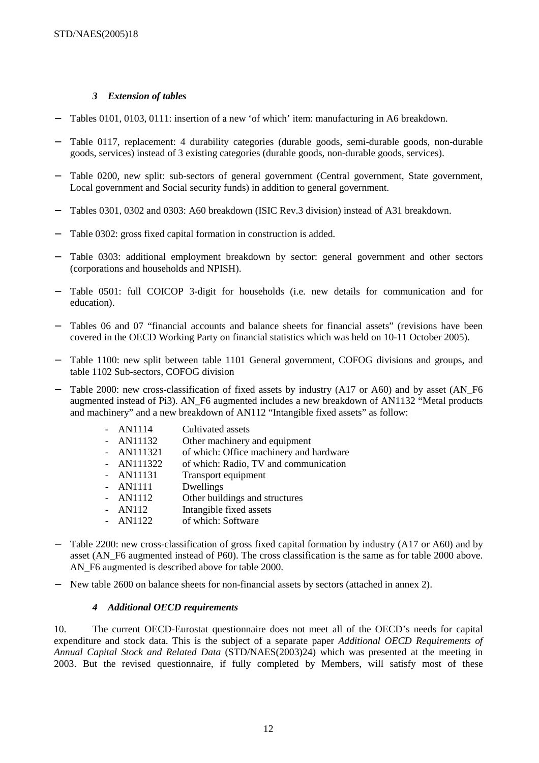### *3 Extension of tables*

- Tables 0101, 0103, 0111: insertion of a new 'of which' item: manufacturing in A6 breakdown.
- Table 0117, replacement: 4 durability categories (durable goods, semi-durable goods, non-durable goods, services) instead of 3 existing categories (durable goods, non-durable goods, services).
- Table 0200, new split: sub-sectors of general government (Central government, State government, Local government and Social security funds) in addition to general government.
- Tables 0301, 0302 and 0303: A60 breakdown (ISIC Rev.3 division) instead of A31 breakdown.
- Table 0302: gross fixed capital formation in construction is added.
- Table 0303: additional employment breakdown by sector: general government and other sectors (corporations and households and NPISH).
- Table 0501: full COICOP 3-digit for households (i.e. new details for communication and for education).
- Tables 06 and 07 "financial accounts and balance sheets for financial assets" (revisions have been covered in the OECD Working Party on financial statistics which was held on 10-11 October 2005).
- Table 1100: new split between table 1101 General government, COFOG divisions and groups, and table 1102 Sub-sectors, COFOG division
- Table 2000: new cross-classification of fixed assets by industry (A17 or A60) and by asset (AN_F6 augmented instead of Pi3). AN_F6 augmented includes a new breakdown of AN1132 "Metal products and machinery" and a new breakdown of AN112 "Intangible fixed assets" as follow:
  - AN1114 Cultivated assets
  - AN11132 Other machinery and equipment
  - AN111321 of which: Office machinery and hardware
  - AN111322 of which: Radio, TV and communication
  - AN11131 Transport equipment
  - AN1111 Dwellings
  - AN1112 Other buildings and structures
  - AN112 Intangible fixed assets
  - AN1122 of which: Software
- Table 2200: new cross-classification of gross fixed capital formation by industry (A17 or A60) and by asset (AN_F6 augmented instead of P60). The cross classification is the same as for table 2000 above. AN_F6 augmented is described above for table 2000.
- New table 2600 on balance sheets for non-financial assets by sectors (attached in annex 2).

### *4 Additional OECD requirements*

10. The current OECD-Eurostat questionnaire does not meet all of the OECD's needs for capital expenditure and stock data. This is the subject of a separate paper *Additional OECD Requirements of Annual Capital Stock and Related Data* (STD/NAES(2003)24) which was presented at the meeting in 2003. But the revised questionnaire, if fully completed by Members, will satisfy most of these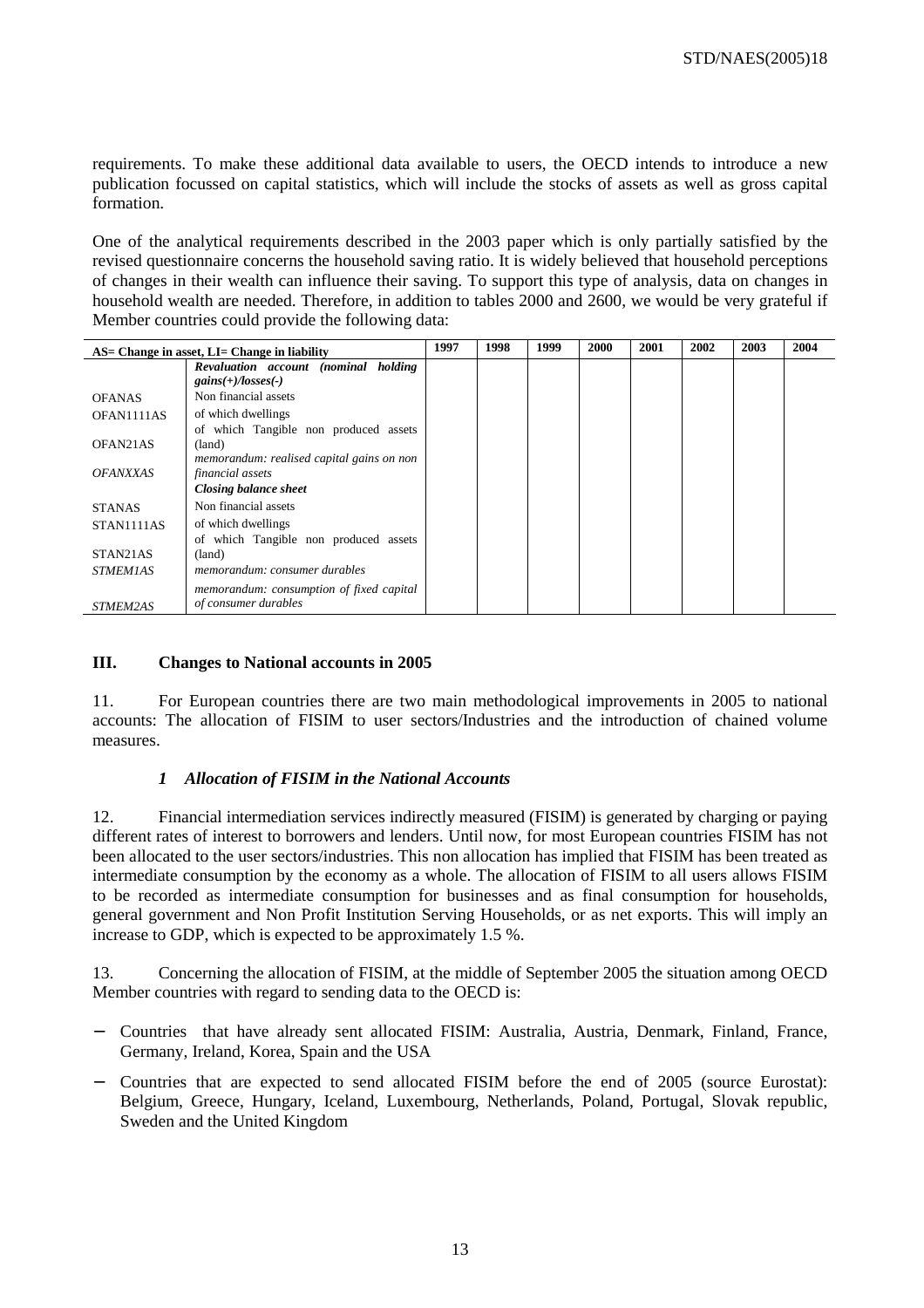requirements. To make these additional data available to users, the OECD intends to introduce a new publication focussed on capital statistics, which will include the stocks of assets as well as gross capital formation.

One of the analytical requirements described in the 2003 paper which is only partially satisfied by the revised questionnaire concerns the household saving ratio. It is widely believed that household perceptions of changes in their wealth can influence their saving. To support this type of analysis, data on changes in household wealth are needed. Therefore, in addition to tables 2000 and 2600, we would be very grateful if Member countries could provide the following data:

| AS= Change in asset, LI= Change in liability | | 1997 | 1998 | 1999 | 2000 | 2001 | 2002 | 2003 | 2004 |
|---|---|---|---|---|---|---|---|---|---|
| | ***Revaluation account (nominal holding gains(+)/losses(-)*** | | | | | | | | |
| OFANAS | Non financial assets | | | | | | | | |
| OFAN1111AS | of which dwellings | | | | | | | | |
| OFAN21AS | of which Tangible non produced assets (land) | | | | | | | | |
| *OFANXXAS* | *memorandum: realised capital gains on non financial assets* | | | | | | | | |
| | ***Closing balance sheet*** | | | | | | | | |
| STANAS | Non financial assets | | | | | | | | |
| STAN1111AS | of which dwellings | | | | | | | | |
| STAN21AS | of which Tangible non produced assets (land) | | | | | | | | |
| *STMEM1AS* | *memorandum: consumer durables* | | | | | | | | |
| *STMEM2AS* | *memorandum: consumption of fixed capital of consumer durables* | | | | | | | | |

## III. Changes to National accounts in 2005

11. For European countries there are two main methodological improvements in 2005 to national accounts: The allocation of FISIM to user sectors/Industries and the introduction of chained volume measures.

### *1 Allocation of FISIM in the National Accounts*

12. Financial intermediation services indirectly measured (FISIM) is generated by charging or paying different rates of interest to borrowers and lenders. Until now, for most European countries FISIM has not been allocated to the user sectors/industries. This non allocation has implied that FISIM has been treated as intermediate consumption by the economy as a whole. The allocation of FISIM to all users allows FISIM to be recorded as intermediate consumption for businesses and as final consumption for households, general government and Non Profit Institution Serving Households, or as net exports. This will imply an increase to GDP, which is expected to be approximately 1.5 %.

13. Concerning the allocation of FISIM, at the middle of September 2005 the situation among OECD Member countries with regard to sending data to the OECD is:

- Countries that have already sent allocated FISIM: Australia, Austria, Denmark, Finland, France, Germany, Ireland, Korea, Spain and the USA
- Countries that are expected to send allocated FISIM before the end of 2005 (source Eurostat): Belgium, Greece, Hungary, Iceland, Luxembourg, Netherlands, Poland, Portugal, Slovak republic, Sweden and the United Kingdom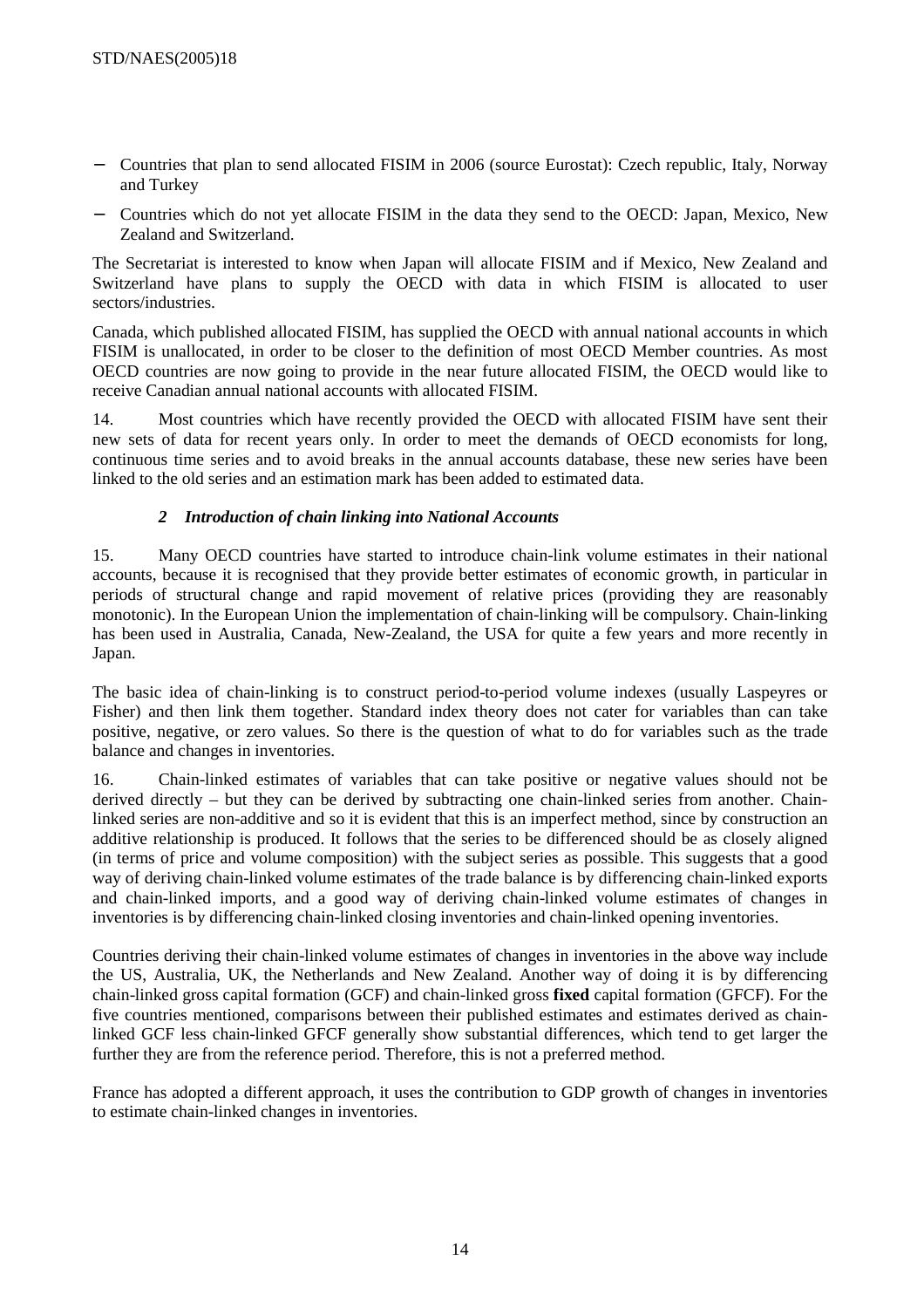- Countries that plan to send allocated FISIM in 2006 (source Eurostat): Czech republic, Italy, Norway and Turkey
- Countries which do not yet allocate FISIM in the data they send to the OECD: Japan, Mexico, New Zealand and Switzerland.

The Secretariat is interested to know when Japan will allocate FISIM and if Mexico, New Zealand and Switzerland have plans to supply the OECD with data in which FISIM is allocated to user sectors/industries.

Canada, which published allocated FISIM, has supplied the OECD with annual national accounts in which FISIM is unallocated, in order to be closer to the definition of most OECD Member countries. As most OECD countries are now going to provide in the near future allocated FISIM, the OECD would like to receive Canadian annual national accounts with allocated FISIM.

14. Most countries which have recently provided the OECD with allocated FISIM have sent their new sets of data for recent years only. In order to meet the demands of OECD economists for long, continuous time series and to avoid breaks in the annual accounts database, these new series have been linked to the old series and an estimation mark has been added to estimated data.

### *2 Introduction of chain linking into National Accounts*

15. Many OECD countries have started to introduce chain-link volume estimates in their national accounts, because it is recognised that they provide better estimates of economic growth, in particular in periods of structural change and rapid movement of relative prices (providing they are reasonably monotonic). In the European Union the implementation of chain-linking will be compulsory. Chain-linking has been used in Australia, Canada, New-Zealand, the USA for quite a few years and more recently in Japan.

The basic idea of chain-linking is to construct period-to-period volume indexes (usually Laspeyres or Fisher) and then link them together. Standard index theory does not cater for variables than can take positive, negative, or zero values. So there is the question of what to do for variables such as the trade balance and changes in inventories.

16. Chain-linked estimates of variables that can take positive or negative values should not be derived directly – but they can be derived by subtracting one chain-linked series from another. Chain-linked series are non-additive and so it is evident that this is an imperfect method, since by construction an additive relationship is produced. It follows that the series to be differenced should be as closely aligned (in terms of price and volume composition) with the subject series as possible. This suggests that a good way of deriving chain-linked volume estimates of the trade balance is by differencing chain-linked exports and chain-linked imports, and a good way of deriving chain-linked volume estimates of changes in inventories is by differencing chain-linked closing inventories and chain-linked opening inventories.

Countries deriving their chain-linked volume estimates of changes in inventories in the above way include the US, Australia, UK, the Netherlands and New Zealand. Another way of doing it is by differencing chain-linked gross capital formation (GCF) and chain-linked gross **fixed** capital formation (GFCF). For the five countries mentioned, comparisons between their published estimates and estimates derived as chain-linked GCF less chain-linked GFCF generally show substantial differences, which tend to get larger the further they are from the reference period. Therefore, this is not a preferred method.

France has adopted a different approach, it uses the contribution to GDP growth of changes in inventories to estimate chain-linked changes in inventories.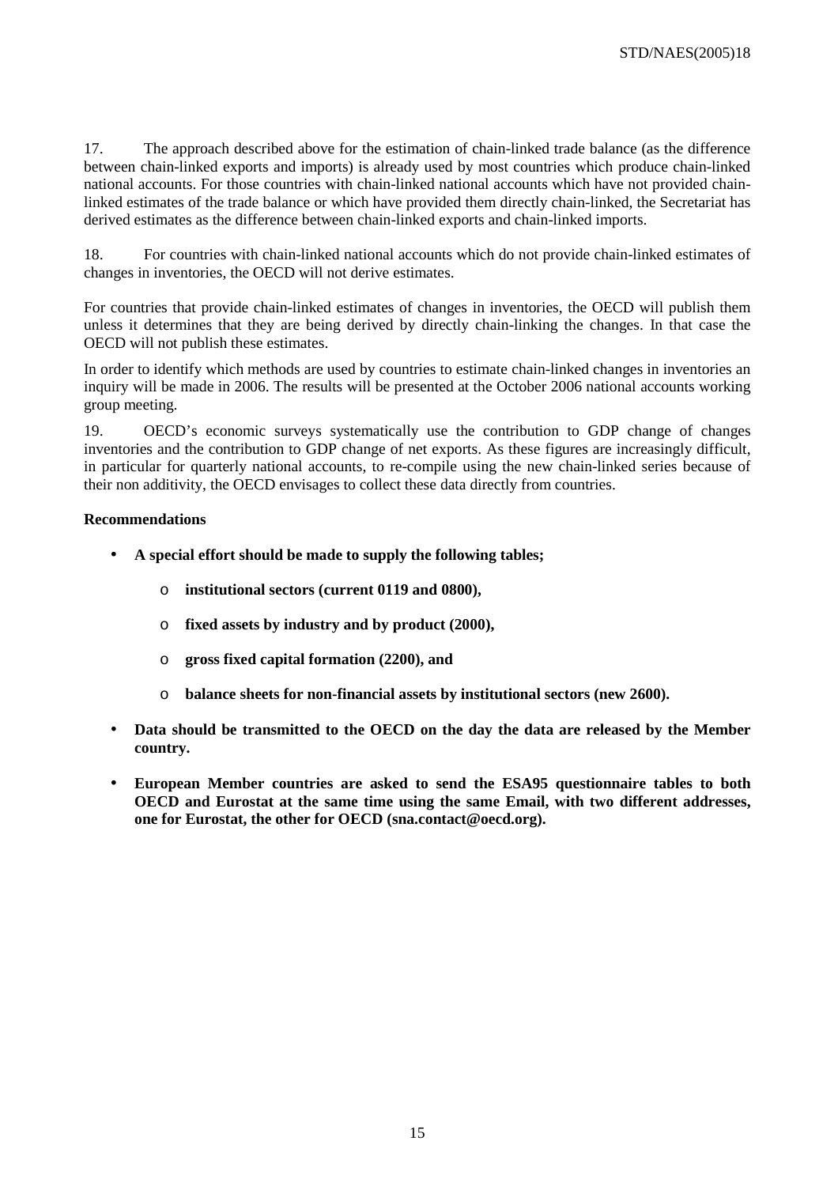17. The approach described above for the estimation of chain-linked trade balance (as the difference between chain-linked exports and imports) is already used by most countries which produce chain-linked national accounts. For those countries with chain-linked national accounts which have not provided chain-linked estimates of the trade balance or which have provided them directly chain-linked, the Secretariat has derived estimates as the difference between chain-linked exports and chain-linked imports.

18. For countries with chain-linked national accounts which do not provide chain-linked estimates of changes in inventories, the OECD will not derive estimates.

For countries that provide chain-linked estimates of changes in inventories, the OECD will publish them unless it determines that they are being derived by directly chain-linking the changes. In that case the OECD will not publish these estimates.

In order to identify which methods are used by countries to estimate chain-linked changes in inventories an inquiry will be made in 2006. The results will be presented at the October 2006 national accounts working group meeting.

19. OECD's economic surveys systematically use the contribution to GDP change of changes inventories and the contribution to GDP change of net exports. As these figures are increasingly difficult, in particular for quarterly national accounts, to re-compile using the new chain-linked series because of their non additivity, the OECD envisages to collect these data directly from countries.

**Recommendations**

- **A special effort should be made to supply the following tables;**
  - **institutional sectors (current 0119 and 0800),**
  - **fixed assets by industry and by product (2000),**
  - **gross fixed capital formation (2200), and**
  - **balance sheets for non-financial assets by institutional sectors (new 2600).**
- **Data should be transmitted to the OECD on the day the data are released by the Member country.**
- **European Member countries are asked to send the ESA95 questionnaire tables to both OECD and Eurostat at the same time using the same Email, with two different addresses, one for Eurostat, the other for OECD (sna.contact@oecd.org).**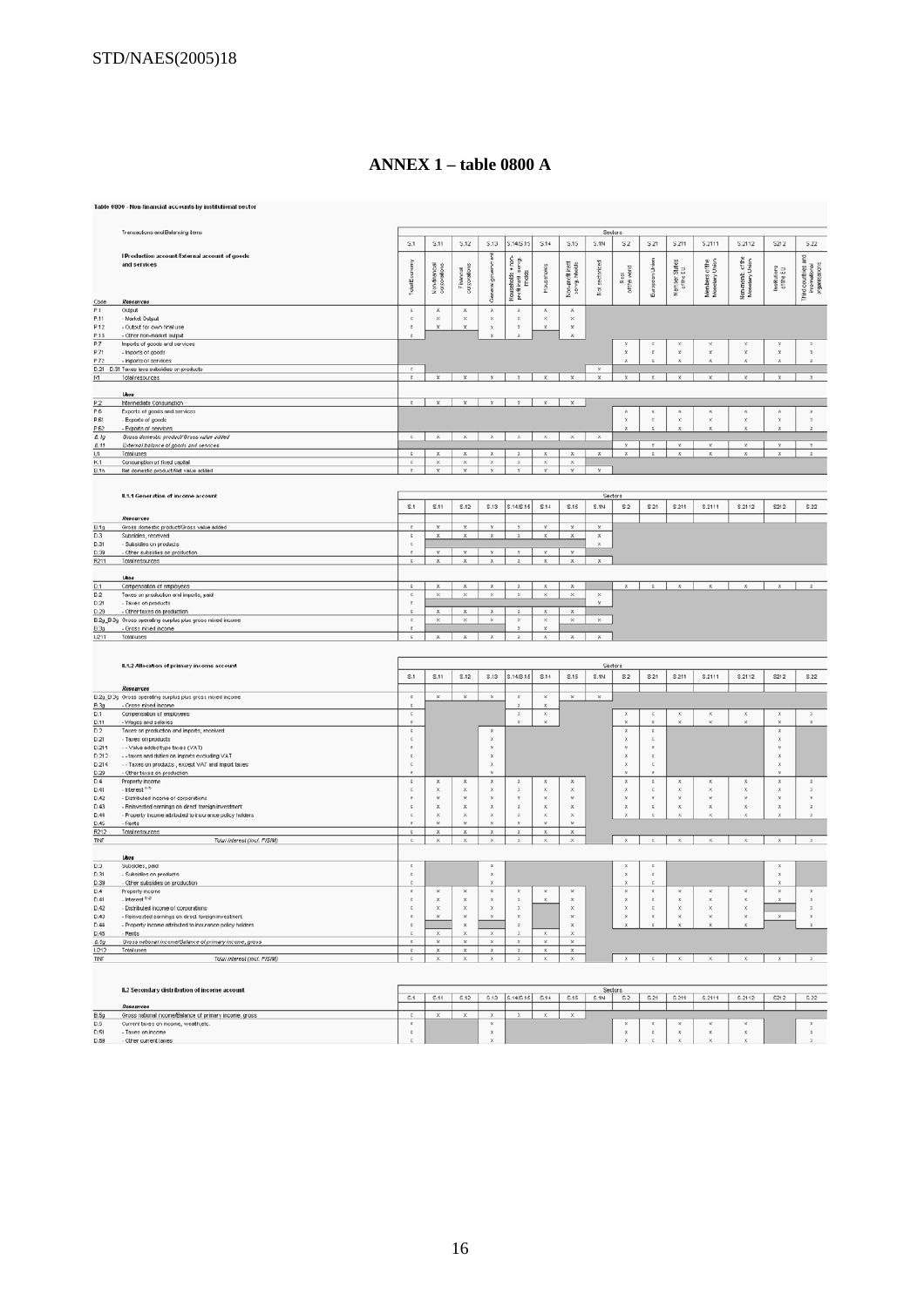# ANNEX 1 – table 0800 A

Table 0800 - Non-financial accounts by institutional sector

| Code | Transactions and Balancing items | S.1 Total Economy | S.11 Non-financial corporations | S.12 Financial corporations | S.13 General government | S.14/S.15 Households + non-profit inst. serving households | S.14 Households | S.15 Non-profit inst. serving households | S.1N Not sectorized | S.2 Rest of the world | S.21 European Union | S.211 Member States of the EU | S.2111 Members of the Monetary Union | S.2112 Non-members of the Monetary Union | S.212 Institutions of the EU | S.22 Third countries and international organisations |
|---|---|---|---|---|---|---|---|---|---|---|---|---|---|---|---|---|
| | **I Production account/External account of goods and services** | | | | | | | | | | | | | | | |
| | *Resources* | | | | | | | | | | | | | | | |
| P.1 | Output | E | X | X | X | X | X | X | | | | | | | | |
| P.11 | - Market Output | E | X | X | X | X | X | X | | | | | | | | |
| P.12 | - Output for own final use | E | X | X | X | X | X | X | | | | | | | | |
| P.13 | - Other non-market output | E | | | X | X | | X | | | | | | | | |
| P.7 | Imports of goods and services | | | | | | | | | X | E | X | X | X | X | X |
| P.71 | - Imports of goods | | | | | | | | | X | E | X | X | X | X | X |
| P.72 | - Imports of services | | | | | | | | | X | E | X | X | X | X | X |
| D.21 - D.31 | Taxes less subsidies on products | E | | | | | | | X | | | | | | | |
| R1 | Total resources | E | X | X | X | X | X | X | X | X | E | X | X | X | X | X |
| | *Uses* | | | | | | | | | | | | | | | |
| P.2 | Intermediate consumption | E | X | X | X | X | X | X | | | | | | | | |
| P.6 | Exports of goods and services | | | | | | | | | X | E | X | X | X | X | X |
| P.61 | - Exports of goods | | | | | | | | | X | E | X | X | X | X | X |
| P.62 | - Exports of services | | | | | | | | | X | E | X | X | X | X | X |
| B.1g | *Gross domestic product/Gross value added* | E | X | X | X | X | X | X | X | | | | | | | |
| B.11 | *External balance of goods and services* | | | | | | | | | X | E | X | X | X | X | X |
| U1 | Total uses | E | X | X | X | X | X | X | X | X | E | X | X | X | X | X |
| K.1 | Consumption of fixed capital | E | X | X | X | X | X | X | | | | | | | | |
| B.1n | Net domestic product/Net value added | E | X | X | X | X | X | X | X | | | | | | | |
| | **II.1.1 Generation of income account** | | | | | | | | | | | | | | | |
| | *Resources* | | | | | | | | | | | | | | | |
| B.1g | Gross domestic product/Gross value added | E | X | X | X | X | X | X | X | | | | | | | |
| D.3 | Subsidies, received | E | X | X | X | X | X | X | X | | | | | | | |
| D.31 | - Subsidies on products | E | | | | | | | X | | | | | | | |
| D.39 | - Other subsidies on production | E | X | X | X | X | X | X | | | | | | | | |
| R211 | Total resources | E | X | X | X | X | X | X | X | | | | | | | |
| | *Uses* | | | | | | | | | | | | | | | |
| D.1 | Compensation of employees | E | X | X | X | X | X | X | | X | E | X | X | X | X | X |
| D.2 | Taxes on production and imports, paid | E | X | X | X | X | X | X | X | | | | | | | |
| D.21 | - Taxes on products | E | | | | | | | X | | | | | | | |
| D.29 | - Other taxes on production | E | X | X | X | X | X | X | | | | | | | | |
| B.2g_B.3g | Gross operating surplus plus gross mixed income | E | X | X | X | X | X | X | X | | | | | | | |
| B.3g | - Gross mixed income | E | | | | X | X | | | | | | | | | |
| U211 | Total uses | E | X | X | X | X | X | X | X | | | | | | | |
| | **II.1.2 Allocation of primary income account** | | | | | | | | | | | | | | | |
| | *Resources* | | | | | | | | | | | | | | | |
| B.2g_B.3g | Gross operating surplus plus gross mixed income | E | X | X | X | X | X | X | X | | | | | | | |
| B.3g | - Gross mixed income | E | | | | X | X | | | | | | | | | |
| D.1 | Compensation of employees | E | | | | X | X | | | X | E | X | X | X | X | X |
| D.11 | - Wages and salaries | E | | | | X | X | | | X | E | X | X | X | X | X |
| D.2 | Taxes on production and imports, received | E | | | X | | | | | X | E | | | | X | |
| D.21 | - Taxes on products | E | | | X | | | | | X | E | | | | X | |
| D.211 | - - Value added type taxes (VAT) | E | | | X | | | | | X | E | | | | X | |
| D.212 | - - Taxes and duties on imports excluding VAT | E | | | X | | | | | X | E | | | | X | |
| D.214 | - - Taxes on products, except VAT and import taxes | E | | | X | | | | | X | E | | | | X | |
| D.29 | - Other taxes on production | E | | | X | | | | | X | E | | | | X | |
| D.4 | Property income | E | X | X | X | X | X | X | | X | E | X | X | X | X | X |
| D.41 | - Interest [1,2] | E | X | X | X | X | X | X | | X | E | X | X | X | X | X |
| D.42 | - Distributed income of corporations | E | X | X | X | X | X | X | | X | E | X | X | X | X | X |
| D.43 | - Reinvested earnings on direct foreign investment | E | X | X | X | X | X | X | | X | E | X | X | X | X | X |
| D.44 | - Property income attributed to insurance policy holders | E | X | X | X | X | X | X | | X | E | X | X | X | X | X |
| D.45 | - Rents | E | X | X | X | X | X | X | | | | | | | | |
| R212 | Total resources | E | X | X | X | X | X | X | | | | | | | | |
| TINT | *Total interest (incl. FISIM)* | E | X | X | X | X | X | X | | X | E | X | X | X | X | X |
| | *Uses* | | | | | | | | | | | | | | | |
| D.3 | Subsidies, paid | E | | | X | | | | | X | E | | | | X | |
| D.31 | - Subsidies on products | E | | | X | | | | | X | E | | | | X | |
| D.39 | - Other subsidies on production | E | | | X | | | | | X | E | | | | X | |
| D.4 | Property income | E | X | X | X | X | X | X | | X | E | X | X | X | X | X |
| D.41 | - Interest [1,2] | E | X | X | X | X | X | X | | X | E | X | X | X | X | X |
| D.42 | - Distributed income of corporations | E | X | X | X | X | | X | | X | E | X | X | X | | X |
| D.43 | - Reinvested earnings on direct foreign investment | E | X | X | X | X | | X | | X | E | X | X | X | X | X |
| D.44 | - Property income attributed to insurance policy holders | E | | X | | X | | X | | X | E | X | X | X | | X |
| D.45 | - Rents | E | X | X | X | X | X | X | | | | | | | | |
| B.5g | *Gross national income/Balance of primary income, gross* | E | X | X | X | X | X | X | | | | | | | | |
| U212 | Total uses | E | X | X | X | X | X | X | | | | | | | | |
| TINT | *Total interest (incl. FISIM)* | E | X | X | X | X | X | X | | X | E | X | X | X | X | X |
| | **II.2 Secondary distribution of income account** | | | | | | | | | | | | | | | |
| | *Resources* | | | | | | | | | | | | | | | |
| B.5g | Gross national income/Balance of primary income, gross | E | X | X | X | X | X | X | | | | | | | | |
| D.5 | Current taxes on income, wealth, etc. | E | | | X | | | | | X | E | X | X | X | | X |
| D.51 | - Taxes on income | E | | | X | | | | | X | E | X | X | X | | X |
| D.59 | - Other current taxes | E | | | X | | | | | X | E | X | X | X | | X |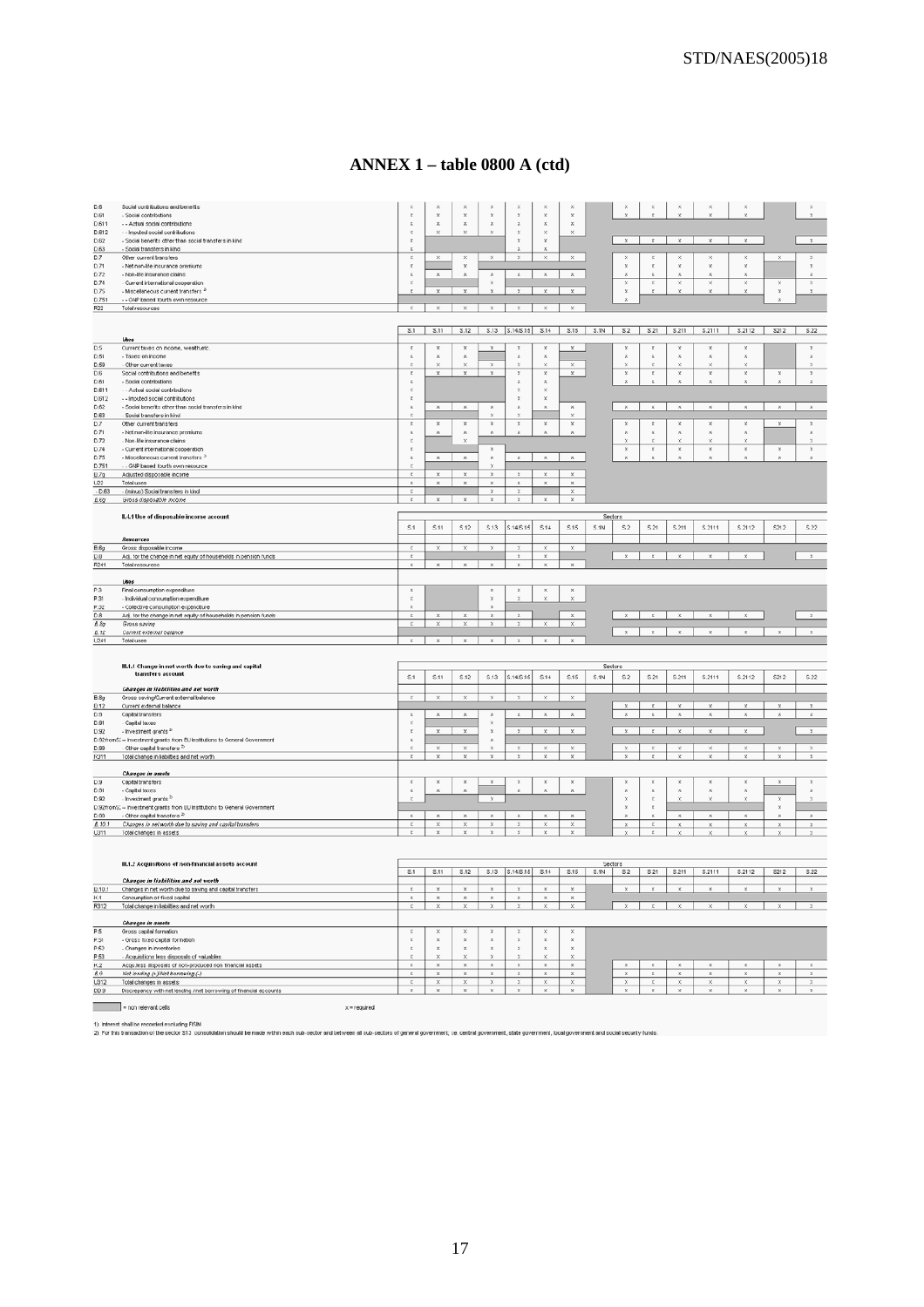# ANNEX 1 – table 0800 A (ctd)

| Code | Item | S.1 | S.11 | S.12 | S.13 | S.14/S.15 | S.14 | S.15 | S.1N | S.2 | S.21 | S.211 | S.2111 | S.2112 | S212 | S.22 |
|---|---|---|---|---|---|---|---|---|---|---|---|---|---|---|---|---|
| D.6 | Social contributions and benefits | x | x | x | x | x | x | x | | x | x | x | x | x | | x |
| D.61 | - Social contributions | x | x | x | x | x | x | x | | x | x | x | x | x | | x |
| D.611 | - - Actual social contributions | x | x | x | x | x | x | x | | | | | | | | |
| D.612 | - - Imputed social contributions | x | x | x | x | x | x | x | | | | | | | | |
| D.62 | - Social benefits other than social transfers in kind | x | | | | x | x | | | x | x | x | x | x | | x |
| D.63 | - Social transfers in kind | x | | | | x | x | | | | | | | | | |
| D.7 | Other current transfers | x | x | x | x | x | x | x | | x | x | x | x | x | x | x |
| D.71 | - Net non-life insurance premiums | x | | x | | | | | | x | x | x | x | x | | x |
| D.72 | - Non-life insurance claims | x | x | x | x | x | x | x | | x | x | x | x | x | | x |
| D.74 | - Current international cooperation | x | | | x | | | | | x | x | x | x | x | x | x |
| D.75 | - Miscellaneous current transfers [2] | x | x | x | x | x | x | x | | x | x | x | x | x | x | x |
| D.751 | - - GNP based fourth own resource | | | | | | | | | x | | | | | x | |
| R22 | Total resources | x | x | x | x | x | x | x | | | | | | | | |
| | ***Uses*** | | | | | | | | | | | | | | | |
| D.5 | Current taxes on income, wealth,etc. | x | x | x | x | x | x | x | | x | x | x | x | x | | x |
| D.51 | - Taxes on income | x | x | x | | x | x | | | x | x | x | x | x | | x |
| D.59 | - Other current taxes | x | x | x | x | x | x | x | | x | x | x | x | x | | x |
| D.6 | Social contributions and benefits | x | x | x | x | x | x | x | | x | x | x | x | x | x | x |
| D.61 | - Social contributions | x | | | | x | x | | | x | x | x | x | x | x | x |
| D.611 | - - Actual social contributions | x | | | | x | x | | | | | | | | | |
| D.612 | - - Imputed social contributions | x | | | | x | x | | | | | | | | | |
| D.62 | - Social benefits other than social transfers in kind | x | x | x | x | x | x | x | | x | x | x | x | x | x | x |
| D.63 | - Social transfers in kind | x | | | x | x | | x | | | | | | | | |
| D.7 | Other current transfers | x | x | x | x | x | x | x | | x | x | x | x | x | x | x |
| D.71 | - Net non-life insurance premiums | x | x | x | x | x | x | x | | x | x | x | x | x | | x |
| D.72 | - Non-life insurance claims | x | | x | | | | | | x | x | x | x | x | | x |
| D.74 | - Current international cooperation | x | | | x | | | | | x | x | x | x | x | x | x |
| D.75 | - Miscellaneous current transfers [2] | x | x | x | x | x | x | x | | x | x | x | x | x | x | x |
| D.751 | - - GNP based fourth own resource | x | | | x | | | | | | | | | | | |
| B.7g | Adjusted disposable income | x | x | x | x | x | x | x | | | | | | | | |
| U22 | Total uses | x | x | x | x | x | x | x | | | | | | | | |
| - D.63 | - (minus) Social transfers in kind | x | | | x | x | | x | | | | | | | | |
| B.6g | *Gross disposable income* | x | x | x | x | x | x | x | | | | | | | | |

**II.4.1 Use of disposable income account**

| Code | Item | S.1 | S.11 | S.12 | S.13 | S.14/S.15 | S.14 | S.15 | S.1N | S.2 | S.21 | S.211 | S.2111 | S.2112 | S212 | S.22 |
|---|---|---|---|---|---|---|---|---|---|---|---|---|---|---|---|---|
| | ***Resources*** | | | | | | | | | | | | | | | |
| B.6g | Gross disposable income | x | x | x | x | x | x | x | | | | | | | | |
| D.8 | Adj. for the change in net equity of households in pension funds | x | | | | x | x | | | x | x | x | x | x | | x |
| R241 | Total resources | x | x | x | x | x | x | x | | | | | | | | |
| | ***Uses*** | | | | | | | | | | | | | | | |
| P.3 | Final consumption expenditure | x | | | x | x | x | x | | | | | | | | |
| P.31 | - Individual consumption expenditure | x | | | x | x | x | x | | | | | | | | |
| P.32 | - Collective consumption expenditure | x | | | x | | | | | | | | | | | |
| D.8 | Adj. for the change in net equity of households in pension funds | x | x | x | x | x | | x | | x | x | x | x | x | | x |
| B.8g | *Gross saving* | x | x | x | x | x | x | x | | | | | | | | |
| B.12 | *Current external balance* | | | | | | | | | x | x | x | x | x | x | x |
| U241 | Total uses | x | x | x | x | x | x | x | | | | | | | | |

**III.1.1 Change in net worth due to saving and capital transfers account**

| Code | Item | S.1 | S.11 | S.12 | S.13 | S.14/S.15 | S.14 | S.15 | S.1N | S.2 | S.21 | S.211 | S.2111 | S.2112 | S212 | S.22 |
|---|---|---|---|---|---|---|---|---|---|---|---|---|---|---|---|---|
| | ***Changes in liabilities and net worth*** | | | | | | | | | | | | | | | |
| B.8g | Gross saving/Current external balance | x | x | x | x | x | x | x | | | | | | | | |
| B.12 | Current external balance | | | | | | | | | x | x | x | x | x | x | x |
| D.9 | Capital transfers | x | x | x | x | x | x | x | | x | x | x | x | x | x | x |
| D.91 | - Capital taxes | x | | | x | | | | | | | | | | | |
| D.92 | - Investment grants [2] | x | x | x | x | x | x | x | | x | x | x | x | x | | x |
| D.92fromS2 | - - Investment grants from EU institutions to General Government | x | | | x | | | | | | | | | | | |
| D.99 | - Other capital transfers [2] | x | x | x | x | x | x | x | | x | x | x | x | x | x | x |
| R311 | Total change in liabilities and net worth | x | x | x | x | x | x | x | | x | x | x | x | x | x | x |
| | ***Changes in assets*** | | | | | | | | | | | | | | | |
| D.9 | Capital transfers | x | x | x | x | x | x | x | | x | x | x | x | x | x | x |
| D.91 | - Capital taxes | x | x | x | | x | x | x | | x | x | x | x | x | | x |
| D.92 | - Investment grants [2] | x | | | x | | | | | x | x | x | x | x | x | x |
| D.92fromS2 | - - Investment grants from EU institutions to General Government | | | | | | | | | x | x | | | | x | |
| D.99 | - Other capital transfers [2] | x | x | x | x | x | x | x | | x | x | x | x | x | x | x |
| B.10.1 | *Changes in net worth due to saving and capital transfers* | x | x | x | x | x | x | x | | x | x | x | x | x | x | x |
| U311 | Total changes in assets | x | x | x | x | x | x | x | | x | x | x | x | x | x | x |

**III.1.2 Acquisitions of non-financial assets account**

| Code | Item | S.1 | S.11 | S.12 | S.13 | S.14/S.15 | S.14 | S.15 | S.1N | S.2 | S.21 | S.211 | S.2111 | S.2112 | S212 | S.22 |
|---|---|---|---|---|---|---|---|---|---|---|---|---|---|---|---|---|
| | ***Changes in liabilities and net worth*** | | | | | | | | | | | | | | | |
| B.10.1 | Changes in net worth due to saving and capital transfers | x | x | x | x | x | x | x | | x | x | x | x | x | x | x |
| K.1 | Consumption of fixed capital | x | x | x | x | x | x | x | | | | | | | | |
| R312 | Total change in liabilities and net worth | x | x | x | x | x | x | x | | x | x | x | x | x | x | x |
| | ***Changes in assets*** | | | | | | | | | | | | | | | |
| P.5 | Gross capital formation | x | x | x | x | x | x | x | | | | | | | | |
| P.51 | - Gross fixed capital formation | x | x | x | x | x | x | x | | | | | | | | |
| P.52 | - Changes in inventories | x | x | x | x | x | x | x | | | | | | | | |
| P.53 | - Acquisitions less disposals of valuables | x | x | x | x | x | x | x | | | | | | | | |
| K.2 | Acquisitions less disposals of non-produced non-financial assets | x | x | x | x | x | x | x | | x | x | x | x | x | x | x |
| B.9 | *Net lending (+)/Net borrowing (-)* | x | x | x | x | x | x | x | | x | x | x | x | x | x | x |
| U312 | Total changes in assets | x | x | x | x | x | x | x | | x | x | x | x | x | x | x |
| DB9 | Discrepancy with net lending / net borrowing of financial accounts | x | x | x | x | x | x | x | | x | x | x | x | x | x | x |

[shaded] = non relevant cells    x = required

1) Interest shall be recorded excluding FISIM

2) For this transaction of the sector S13 consolidation should be made within each sub-sector and between all sub-sectors of general government, i.e. central government, state government, local government and social security funds.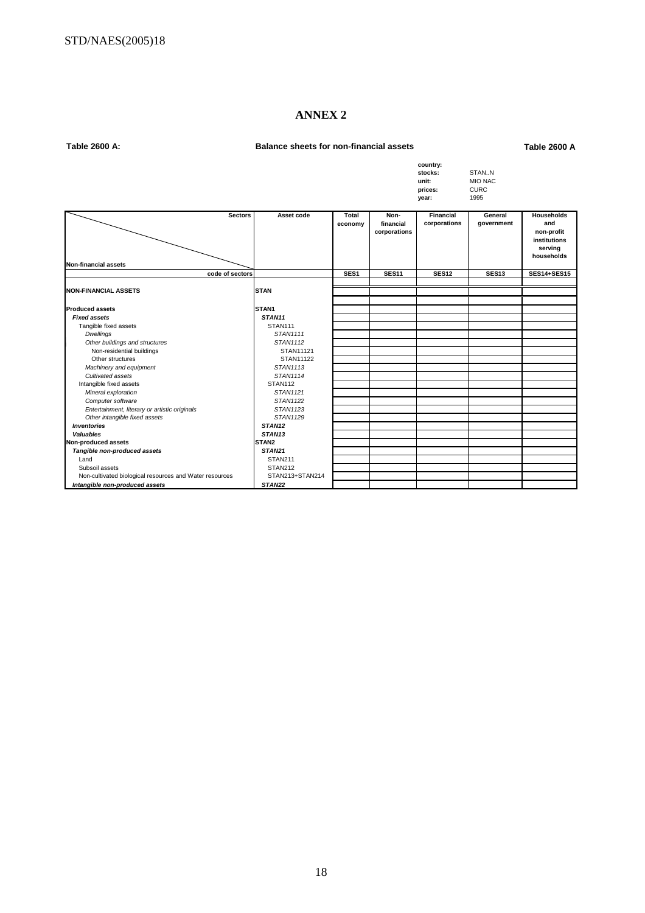# ANNEX 2

**Table 2600 A:** **Balance sheets for non-financial assets** **Table 2600 A**

**country:**
**stocks:** STAN..N
**unit:** MIO NAC
**prices:** CURC
**year:** 1995

| Sectors / Non-financial assets | Asset code | Total economy | Non-financial corporations | Financial corporations | General government | Households and non-profit institutions serving households |
|---|---|---|---|---|---|---|
| code of sectors | | SES1 | SES11 | SES12 | SES13 | SES14+SES15 |
| **NON-FINANCIAL ASSETS** | **STAN** | | | | | |
| **Produced assets** | **STAN1** | | | | | |
| ***Fixed assets*** | ***STAN11*** | | | | | |
| Tangible fixed assets | STAN111 | | | | | |
| *Dwellings* | *STAN1111* | | | | | |
| *Other buildings and structures* | *STAN1112* | | | | | |
| Non-residential buildings | STAN11121 | | | | | |
| Other structures | STAN11122 | | | | | |
| *Machinery and equipment* | *STAN1113* | | | | | |
| *Cultivated assets* | *STAN1114* | | | | | |
| Intangible fixed assets | STAN112 | | | | | |
| *Mineral exploration* | *STAN1121* | | | | | |
| *Computer software* | *STAN1122* | | | | | |
| *Entertainment, literary or artistic originals* | *STAN1123* | | | | | |
| *Other intangible fixed assets* | *STAN1129* | | | | | |
| ***Inventories*** | ***STAN12*** | | | | | |
| ***Valuables*** | ***STAN13*** | | | | | |
| **Non-produced assets** | **STAN2** | | | | | |
| ***Tangible non-produced assets*** | ***STAN21*** | | | | | |
| Land | STAN211 | | | | | |
| Subsoil assets | STAN212 | | | | | |
| Non-cultivated biological resources and Water resources | STAN213+STAN214 | | | | | |
| ***Intangible non-produced assets*** | ***STAN22*** | | | | | |